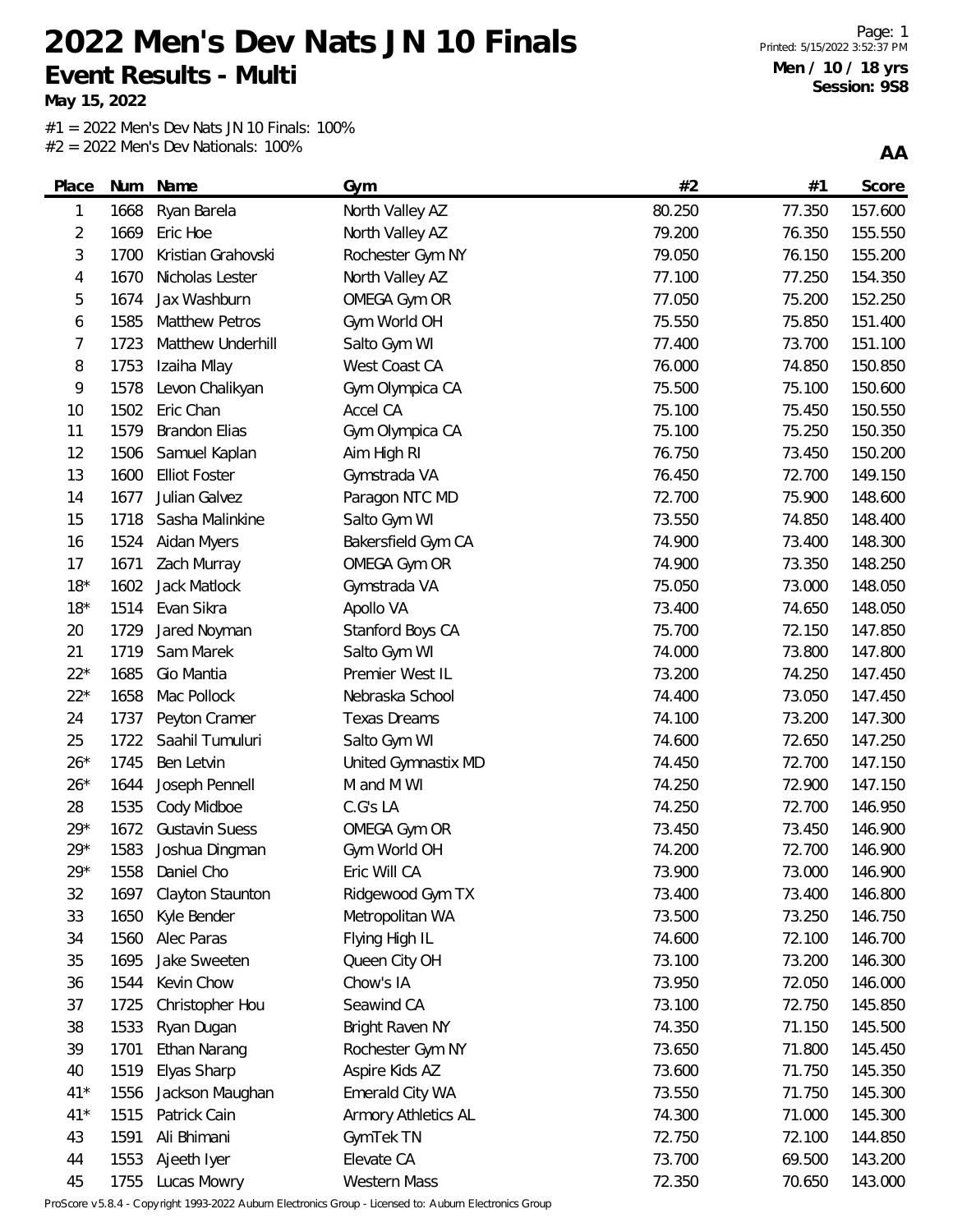# 2022 Men's Dev Nats JN 10 Finals

## Event Results - Multi

**May 15, 2022**

Printed: 5/15/2022 3:52:37 PM

**Men / 10 / 18 yrs**
**Session: 9S8**

#1 = 2022 Men's Dev Nats JN 10 Finals: 100%
#2 = 2022 Men's Dev Nationals: 100%

**AA**

| Place | Num | Name | Gym | #2 | #1 | Score |
|---|---|---|---|---|---|---|
| 1 | 1668 | Ryan Barela | North Valley AZ | 80.250 | 77.350 | 157.600 |
| 2 | 1669 | Eric Hoe | North Valley AZ | 79.200 | 76.350 | 155.550 |
| 3 | 1700 | Kristian Grahovski | Rochester Gym NY | 79.050 | 76.150 | 155.200 |
| 4 | 1670 | Nicholas Lester | North Valley AZ | 77.100 | 77.250 | 154.350 |
| 5 | 1674 | Jax Washburn | OMEGA Gym OR | 77.050 | 75.200 | 152.250 |
| 6 | 1585 | Matthew Petros | Gym World OH | 75.550 | 75.850 | 151.400 |
| 7 | 1723 | Matthew Underhill | Salto Gym WI | 77.400 | 73.700 | 151.100 |
| 8 | 1753 | Izaiha Mlay | West Coast CA | 76.000 | 74.850 | 150.850 |
| 9 | 1578 | Levon Chalikyan | Gym Olympica CA | 75.500 | 75.100 | 150.600 |
| 10 | 1502 | Eric Chan | Accel CA | 75.100 | 75.450 | 150.550 |
| 11 | 1579 | Brandon Elias | Gym Olympica CA | 75.100 | 75.250 | 150.350 |
| 12 | 1506 | Samuel Kaplan | Aim High RI | 76.750 | 73.450 | 150.200 |
| 13 | 1600 | Elliot Foster | Gymstrada VA | 76.450 | 72.700 | 149.150 |
| 14 | 1677 | Julian Galvez | Paragon NTC MD | 72.700 | 75.900 | 148.600 |
| 15 | 1718 | Sasha Malinkine | Salto Gym WI | 73.550 | 74.850 | 148.400 |
| 16 | 1524 | Aidan Myers | Bakersfield Gym CA | 74.900 | 73.400 | 148.300 |
| 17 | 1671 | Zach Murray | OMEGA Gym OR | 74.900 | 73.350 | 148.250 |
| 18* | 1602 | Jack Matlock | Gymstrada VA | 75.050 | 73.000 | 148.050 |
| 18* | 1514 | Evan Sikra | Apollo VA | 73.400 | 74.650 | 148.050 |
| 20 | 1729 | Jared Noyman | Stanford Boys CA | 75.700 | 72.150 | 147.850 |
| 21 | 1719 | Sam Marek | Salto Gym WI | 74.000 | 73.800 | 147.800 |
| 22* | 1685 | Gio Mantia | Premier West IL | 73.200 | 74.250 | 147.450 |
| 22* | 1658 | Mac Pollock | Nebraska School | 74.400 | 73.050 | 147.450 |
| 24 | 1737 | Peyton Cramer | Texas Dreams | 74.100 | 73.200 | 147.300 |
| 25 | 1722 | Saahil Tumuluri | Salto Gym WI | 74.600 | 72.650 | 147.250 |
| 26* | 1745 | Ben Letvin | United Gymnastix MD | 74.450 | 72.700 | 147.150 |
| 26* | 1644 | Joseph Pennell | M and M WI | 74.250 | 72.900 | 147.150 |
| 28 | 1535 | Cody Midboe | C.G's LA | 74.250 | 72.700 | 146.950 |
| 29* | 1672 | Gustavin Suess | OMEGA Gym OR | 73.450 | 73.450 | 146.900 |
| 29* | 1583 | Joshua Dingman | Gym World OH | 74.200 | 72.700 | 146.900 |
| 29* | 1558 | Daniel Cho | Eric Will CA | 73.900 | 73.000 | 146.900 |
| 32 | 1697 | Clayton Staunton | Ridgewood Gym TX | 73.400 | 73.400 | 146.800 |
| 33 | 1650 | Kyle Bender | Metropolitan WA | 73.500 | 73.250 | 146.750 |
| 34 | 1560 | Alec Paras | Flying High IL | 74.600 | 72.100 | 146.700 |
| 35 | 1695 | Jake Sweeten | Queen City OH | 73.100 | 73.200 | 146.300 |
| 36 | 1544 | Kevin Chow | Chow's IA | 73.950 | 72.050 | 146.000 |
| 37 | 1725 | Christopher Hou | Seawind CA | 73.100 | 72.750 | 145.850 |
| 38 | 1533 | Ryan Dugan | Bright Raven NY | 74.350 | 71.150 | 145.500 |
| 39 | 1701 | Ethan Narang | Rochester Gym NY | 73.650 | 71.800 | 145.450 |
| 40 | 1519 | Elyas Sharp | Aspire Kids AZ | 73.600 | 71.750 | 145.350 |
| 41* | 1556 | Jackson Maughan | Emerald City WA | 73.550 | 71.750 | 145.300 |
| 41* | 1515 | Patrick Cain | Armory Athletics AL | 74.300 | 71.000 | 145.300 |
| 43 | 1591 | Ali Bhimani | GymTek TN | 72.750 | 72.100 | 144.850 |
| 44 | 1553 | Ajeeth Iyer | Elevate CA | 73.700 | 69.500 | 143.200 |
| 45 | 1755 | Lucas Mowry | Western Mass | 72.350 | 70.650 | 143.000 |

ProScore v5.8.4 - Copyright 1993-2022 Auburn Electronics Group - Licensed to: Auburn Electronics Group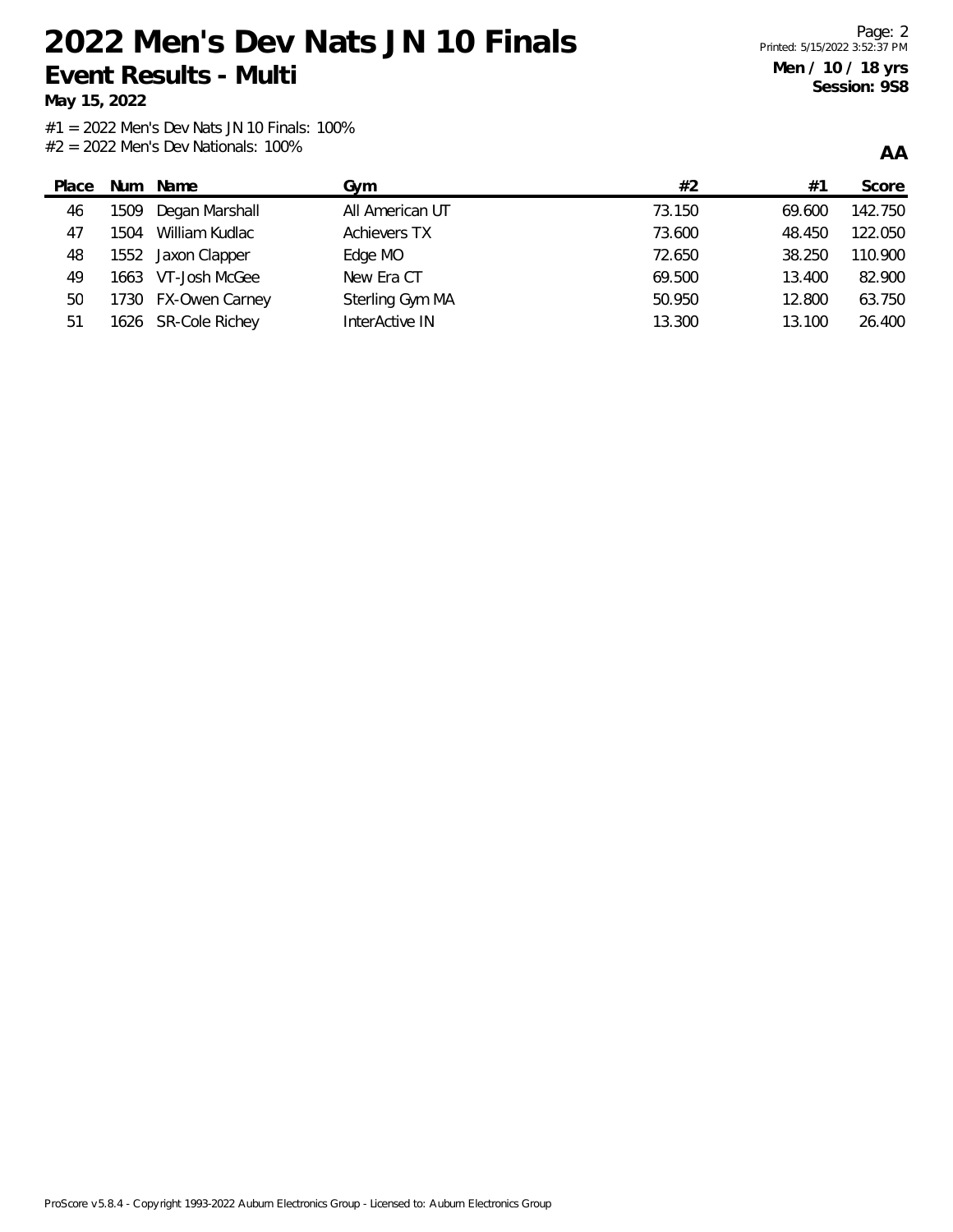# 2022 Men's Dev Nats JN 10 Finals

## Event Results - Multi

**May 15, 2022**

**Men / 10 / 18 yrs**
**Session: 9S8**

#1 = 2022 Men's Dev Nats JN 10 Finals: 100%
#2 = 2022 Men's Dev Nationals: 100%

**AA**

| Place | Num | Name | Gym | #2 | #1 | Score |
|---|---|---|---|---|---|---|
| 46 | 1509 | Degan Marshall | All American UT | 73.150 | 69.600 | 142.750 |
| 47 | 1504 | William Kudlac | Achievers TX | 73.600 | 48.450 | 122.050 |
| 48 | 1552 | Jaxon Clapper | Edge MO | 72.650 | 38.250 | 110.900 |
| 49 | 1663 | VT-Josh McGee | New Era CT | 69.500 | 13.400 | 82.900 |
| 50 | 1730 | FX-Owen Carney | Sterling Gym MA | 50.950 | 12.800 | 63.750 |
| 51 | 1626 | SR-Cole Richey | InterActive IN | 13.300 | 13.100 | 26.400 |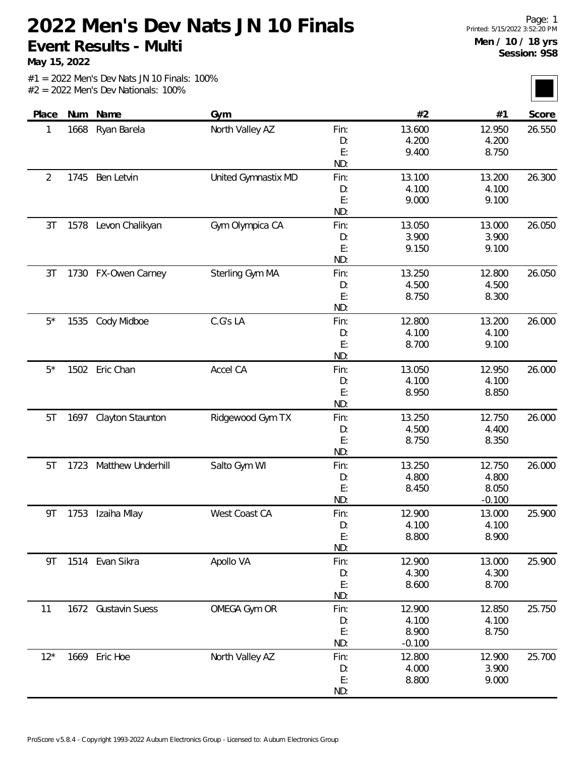# 2022 Men's Dev Nats JN 10 Finals

## Event Results - Multi

**May 15, 2022**

**Men / 10 / 18 yrs**
**Session: 9S8**

#1 = 2022 Men's Dev Nats JN 10 Finals: 100%
#2 = 2022 Men's Dev Nationals: 100%

| Place | Num | Name | Gym | | #2 | #1 | Score |
|---|---|---|---|---|---|---|---|
| 1 | 1668 | Ryan Barela | North Valley AZ | Fin: | 13.600 | 12.950 | 26.550 |
| | | | | D: | 4.200 | 4.200 | |
| | | | | E: | 9.400 | 8.750 | |
| | | | | ND: | | | |
| 2 | 1745 | Ben Letvin | United Gymnastix MD | Fin: | 13.100 | 13.200 | 26.300 |
| | | | | D: | 4.100 | 4.100 | |
| | | | | E: | 9.000 | 9.100 | |
| | | | | ND: | | | |
| 3T | 1578 | Levon Chalikyan | Gym Olympica CA | Fin: | 13.050 | 13.000 | 26.050 |
| | | | | D: | 3.900 | 3.900 | |
| | | | | E: | 9.150 | 9.100 | |
| | | | | ND: | | | |
| 3T | 1730 | FX-Owen Carney | Sterling Gym MA | Fin: | 13.250 | 12.800 | 26.050 |
| | | | | D: | 4.500 | 4.500 | |
| | | | | E: | 8.750 | 8.300 | |
| | | | | ND: | | | |
| 5* | 1535 | Cody Midboe | C.G's LA | Fin: | 12.800 | 13.200 | 26.000 |
| | | | | D: | 4.100 | 4.100 | |
| | | | | E: | 8.700 | 9.100 | |
| | | | | ND: | | | |
| 5* | 1502 | Eric Chan | Accel CA | Fin: | 13.050 | 12.950 | 26.000 |
| | | | | D: | 4.100 | 4.100 | |
| | | | | E: | 8.950 | 8.850 | |
| | | | | ND: | | | |
| 5T | 1697 | Clayton Staunton | Ridgewood Gym TX | Fin: | 13.250 | 12.750 | 26.000 |
| | | | | D: | 4.500 | 4.400 | |
| | | | | E: | 8.750 | 8.350 | |
| | | | | ND: | | | |
| 5T | 1723 | Matthew Underhill | Salto Gym WI | Fin: | 13.250 | 12.750 | 26.000 |
| | | | | D: | 4.800 | 4.800 | |
| | | | | E: | 8.450 | 8.050 | |
| | | | | ND: | | -0.100 | |
| 9T | 1753 | Izaiha Mlay | West Coast CA | Fin: | 12.900 | 13.000 | 25.900 |
| | | | | D: | 4.100 | 4.100 | |
| | | | | E: | 8.800 | 8.900 | |
| | | | | ND: | | | |
| 9T | 1514 | Evan Sikra | Apollo VA | Fin: | 12.900 | 13.000 | 25.900 |
| | | | | D: | 4.300 | 4.300 | |
| | | | | E: | 8.600 | 8.700 | |
| | | | | ND: | | | |
| 11 | 1672 | Gustavin Suess | OMEGA Gym OR | Fin: | 12.900 | 12.850 | 25.750 |
| | | | | D: | 4.100 | 4.100 | |
| | | | | E: | 8.900 | 8.750 | |
| | | | | ND: | -0.100 | | |
| 12* | 1669 | Eric Hoe | North Valley AZ | Fin: | 12.800 | 12.900 | 25.700 |
| | | | | D: | 4.000 | 3.900 | |
| | | | | E: | 8.800 | 9.000 | |
| | | | | ND: | | | |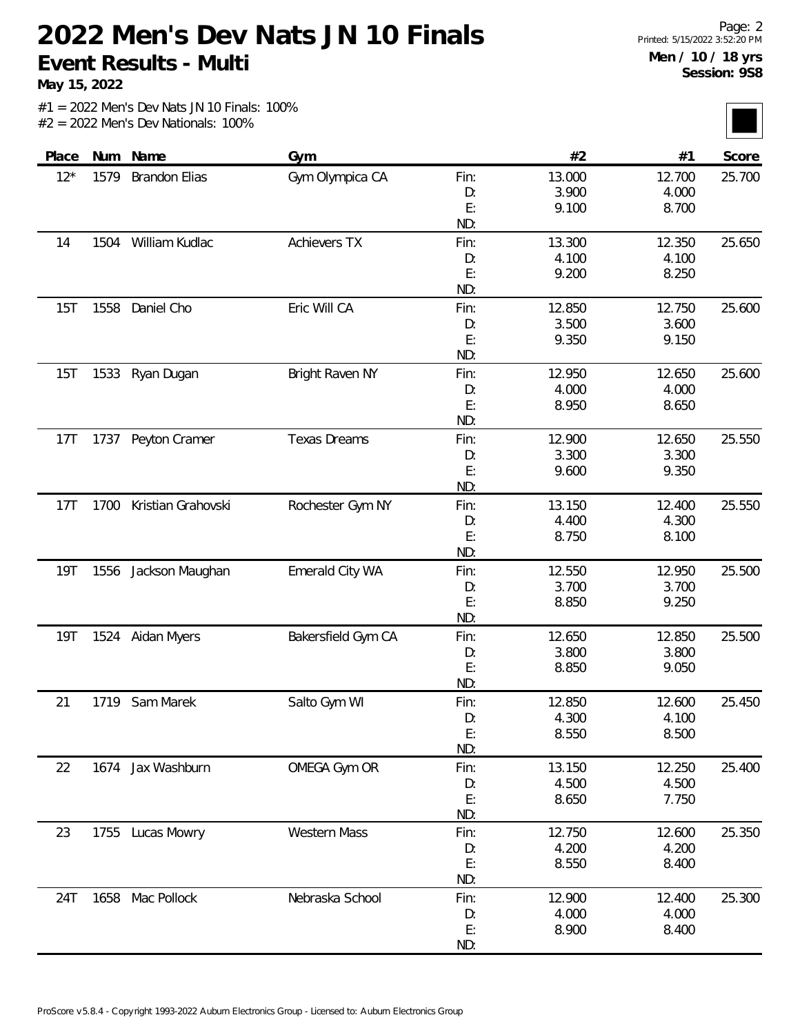# 2022 Men's Dev Nats JN 10 Finals

**Event Results - Multi**

**May 15, 2022**

Page: 2
Printed: 5/15/2022 3:52:20 PM

**Men / 10 / 18 yrs**
**Session: 9S8**

#1 = 2022 Men's Dev Nats JN 10 Finals: 100%
#2 = 2022 Men's Dev Nationals: 100%

| Place | Num | Name | Gym | | #2 | #1 | Score |
|---|---|---|---|---|---|---|---|
| 12* | 1579 | Brandon Elias | Gym Olympica CA | Fin: | 13.000 | 12.700 | 25.700 |
| | | | | D: | 3.900 | 4.000 | |
| | | | | E: | 9.100 | 8.700 | |
| | | | | ND: | | | |
| 14 | 1504 | William Kudlac | Achievers TX | Fin: | 13.300 | 12.350 | 25.650 |
| | | | | D: | 4.100 | 4.100 | |
| | | | | E: | 9.200 | 8.250 | |
| | | | | ND: | | | |
| 15T | 1558 | Daniel Cho | Eric Will CA | Fin: | 12.850 | 12.750 | 25.600 |
| | | | | D: | 3.500 | 3.600 | |
| | | | | E: | 9.350 | 9.150 | |
| | | | | ND: | | | |
| 15T | 1533 | Ryan Dugan | Bright Raven NY | Fin: | 12.950 | 12.650 | 25.600 |
| | | | | D: | 4.000 | 4.000 | |
| | | | | E: | 8.950 | 8.650 | |
| | | | | ND: | | | |
| 17T | 1737 | Peyton Cramer | Texas Dreams | Fin: | 12.900 | 12.650 | 25.550 |
| | | | | D: | 3.300 | 3.300 | |
| | | | | E: | 9.600 | 9.350 | |
| | | | | ND: | | | |
| 17T | 1700 | Kristian Grahovski | Rochester Gym NY | Fin: | 13.150 | 12.400 | 25.550 |
| | | | | D: | 4.400 | 4.300 | |
| | | | | E: | 8.750 | 8.100 | |
| | | | | ND: | | | |
| 19T | 1556 | Jackson Maughan | Emerald City WA | Fin: | 12.550 | 12.950 | 25.500 |
| | | | | D: | 3.700 | 3.700 | |
| | | | | E: | 8.850 | 9.250 | |
| | | | | ND: | | | |
| 19T | 1524 | Aidan Myers | Bakersfield Gym CA | Fin: | 12.650 | 12.850 | 25.500 |
| | | | | D: | 3.800 | 3.800 | |
| | | | | E: | 8.850 | 9.050 | |
| | | | | ND: | | | |
| 21 | 1719 | Sam Marek | Salto Gym WI | Fin: | 12.850 | 12.600 | 25.450 |
| | | | | D: | 4.300 | 4.100 | |
| | | | | E: | 8.550 | 8.500 | |
| | | | | ND: | | | |
| 22 | 1674 | Jax Washburn | OMEGA Gym OR | Fin: | 13.150 | 12.250 | 25.400 |
| | | | | D: | 4.500 | 4.500 | |
| | | | | E: | 8.650 | 7.750 | |
| | | | | ND: | | | |
| 23 | 1755 | Lucas Mowry | Western Mass | Fin: | 12.750 | 12.600 | 25.350 |
| | | | | D: | 4.200 | 4.200 | |
| | | | | E: | 8.550 | 8.400 | |
| | | | | ND: | | | |
| 24T | 1658 | Mac Pollock | Nebraska School | Fin: | 12.900 | 12.400 | 25.300 |
| | | | | D: | 4.000 | 4.000 | |
| | | | | E: | 8.900 | 8.400 | |
| | | | | ND: | | | |

ProScore v5.8.4 - Copyright 1993-2022 Auburn Electronics Group - Licensed to: Auburn Electronics Group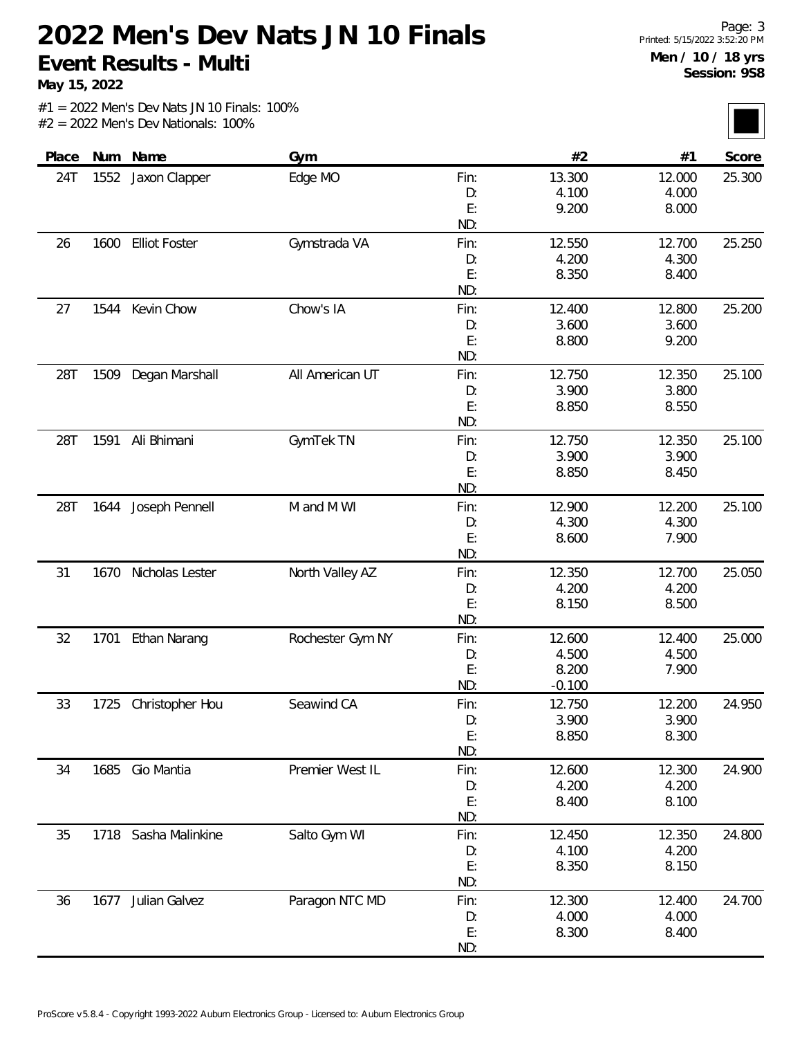# 2022 Men's Dev Nats JN 10 Finals

**Event Results - Multi**

**May 15, 2022**

**Men / 10 / 18 yrs**
**Session: 9S8**

#1 = 2022 Men's Dev Nats JN 10 Finals: 100%
#2 = 2022 Men's Dev Nationals: 100%

| Place | Num | Name | Gym | | #2 | #1 | Score |
|---|---|---|---|---|---|---|---|
| 24T | 1552 | Jaxon Clapper | Edge MO | Fin: | 13.300 | 12.000 | 25.300 |
| | | | | D: | 4.100 | 4.000 | |
| | | | | E: | 9.200 | 8.000 | |
| | | | | ND: | | | |
| 26 | 1600 | Elliot Foster | Gymstrada VA | Fin: | 12.550 | 12.700 | 25.250 |
| | | | | D: | 4.200 | 4.300 | |
| | | | | E: | 8.350 | 8.400 | |
| | | | | ND: | | | |
| 27 | 1544 | Kevin Chow | Chow's IA | Fin: | 12.400 | 12.800 | 25.200 |
| | | | | D: | 3.600 | 3.600 | |
| | | | | E: | 8.800 | 9.200 | |
| | | | | ND: | | | |
| 28T | 1509 | Degan Marshall | All American UT | Fin: | 12.750 | 12.350 | 25.100 |
| | | | | D: | 3.900 | 3.800 | |
| | | | | E: | 8.850 | 8.550 | |
| | | | | ND: | | | |
| 28T | 1591 | Ali Bhimani | GymTek TN | Fin: | 12.750 | 12.350 | 25.100 |
| | | | | D: | 3.900 | 3.900 | |
| | | | | E: | 8.850 | 8.450 | |
| | | | | ND: | | | |
| 28T | 1644 | Joseph Pennell | M and M WI | Fin: | 12.900 | 12.200 | 25.100 |
| | | | | D: | 4.300 | 4.300 | |
| | | | | E: | 8.600 | 7.900 | |
| | | | | ND: | | | |
| 31 | 1670 | Nicholas Lester | North Valley AZ | Fin: | 12.350 | 12.700 | 25.050 |
| | | | | D: | 4.200 | 4.200 | |
| | | | | E: | 8.150 | 8.500 | |
| | | | | ND: | | | |
| 32 | 1701 | Ethan Narang | Rochester Gym NY | Fin: | 12.600 | 12.400 | 25.000 |
| | | | | D: | 4.500 | 4.500 | |
| | | | | E: | 8.200 | 7.900 | |
| | | | | ND: | -0.100 | | |
| 33 | 1725 | Christopher Hou | Seawind CA | Fin: | 12.750 | 12.200 | 24.950 |
| | | | | D: | 3.900 | 3.900 | |
| | | | | E: | 8.850 | 8.300 | |
| | | | | ND: | | | |
| 34 | 1685 | Gio Mantia | Premier West IL | Fin: | 12.600 | 12.300 | 24.900 |
| | | | | D: | 4.200 | 4.200 | |
| | | | | E: | 8.400 | 8.100 | |
| | | | | ND: | | | |
| 35 | 1718 | Sasha Malinkine | Salto Gym WI | Fin: | 12.450 | 12.350 | 24.800 |
| | | | | D: | 4.100 | 4.200 | |
| | | | | E: | 8.350 | 8.150 | |
| | | | | ND: | | | |
| 36 | 1677 | Julian Galvez | Paragon NTC MD | Fin: | 12.300 | 12.400 | 24.700 |
| | | | | D: | 4.000 | 4.000 | |
| | | | | E: | 8.300 | 8.400 | |
| | | | | ND: | | | |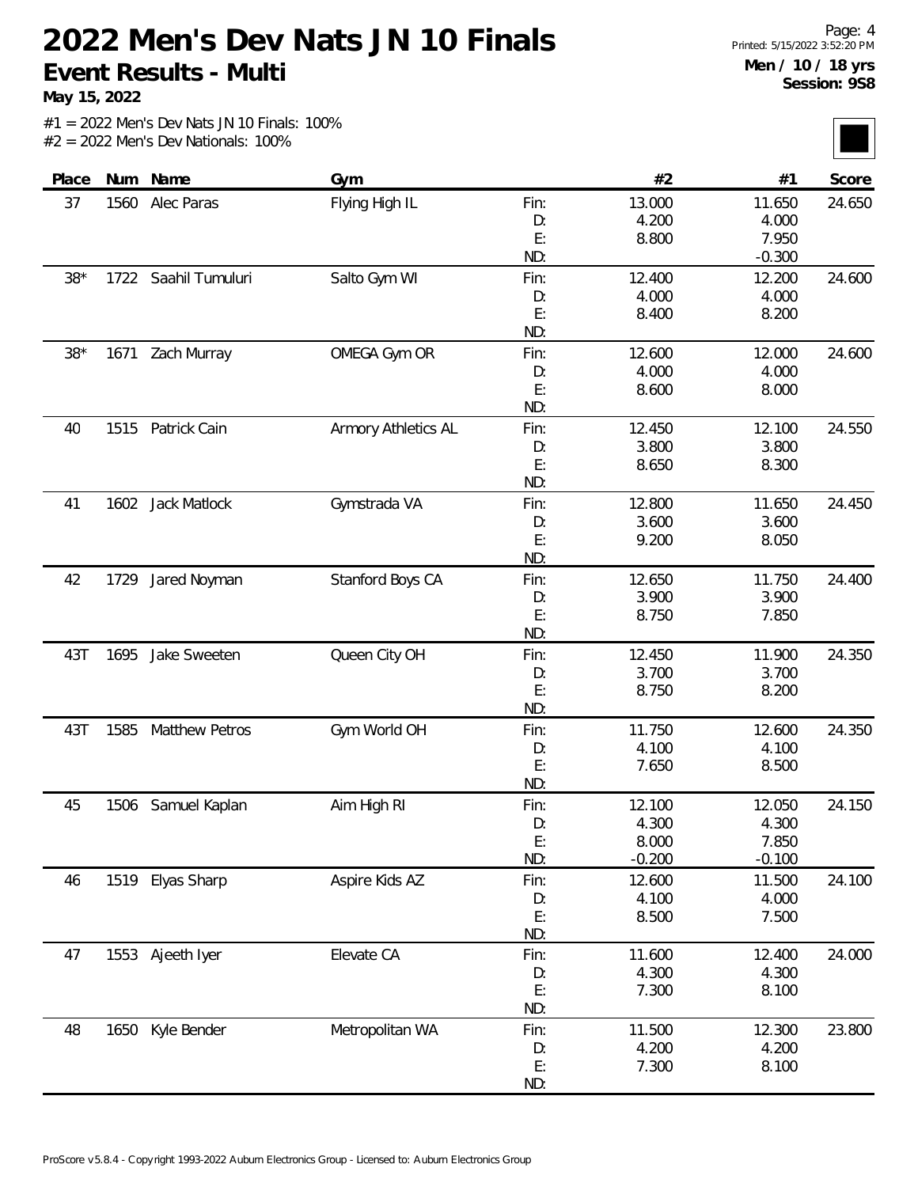# 2022 Men's Dev Nats JN 10 Finals

## Event Results - Multi

**May 15, 2022**

**Men / 10 / 18 yrs**
**Session: 9S8**

#1 = 2022 Men's Dev Nats JN 10 Finals: 100%
#2 = 2022 Men's Dev Nationals: 100%

| Place | Num | Name | Gym | | #2 | #1 | Score |
|---|---|---|---|---|---|---|---|
| 37 | 1560 | Alec Paras | Flying High IL | Fin: | 13.000 | 11.650 | 24.650 |
| | | | | D: | 4.200 | 4.000 | |
| | | | | E: | 8.800 | 7.950 | |
| | | | | ND: | | -0.300 | |
| 38* | 1722 | Saahil Tumuluri | Salto Gym WI | Fin: | 12.400 | 12.200 | 24.600 |
| | | | | D: | 4.000 | 4.000 | |
| | | | | E: | 8.400 | 8.200 | |
| | | | | ND: | | | |
| 38* | 1671 | Zach Murray | OMEGA Gym OR | Fin: | 12.600 | 12.000 | 24.600 |
| | | | | D: | 4.000 | 4.000 | |
| | | | | E: | 8.600 | 8.000 | |
| | | | | ND: | | | |
| 40 | 1515 | Patrick Cain | Armory Athletics AL | Fin: | 12.450 | 12.100 | 24.550 |
| | | | | D: | 3.800 | 3.800 | |
| | | | | E: | 8.650 | 8.300 | |
| | | | | ND: | | | |
| 41 | 1602 | Jack Matlock | Gymstrada VA | Fin: | 12.800 | 11.650 | 24.450 |
| | | | | D: | 3.600 | 3.600 | |
| | | | | E: | 9.200 | 8.050 | |
| | | | | ND: | | | |
| 42 | 1729 | Jared Noyman | Stanford Boys CA | Fin: | 12.650 | 11.750 | 24.400 |
| | | | | D: | 3.900 | 3.900 | |
| | | | | E: | 8.750 | 7.850 | |
| | | | | ND: | | | |
| 43T | 1695 | Jake Sweeten | Queen City OH | Fin: | 12.450 | 11.900 | 24.350 |
| | | | | D: | 3.700 | 3.700 | |
| | | | | E: | 8.750 | 8.200 | |
| | | | | ND: | | | |
| 43T | 1585 | Matthew Petros | Gym World OH | Fin: | 11.750 | 12.600 | 24.350 |
| | | | | D: | 4.100 | 4.100 | |
| | | | | E: | 7.650 | 8.500 | |
| | | | | ND: | | | |
| 45 | 1506 | Samuel Kaplan | Aim High RI | Fin: | 12.100 | 12.050 | 24.150 |
| | | | | D: | 4.300 | 4.300 | |
| | | | | E: | 8.000 | 7.850 | |
| | | | | ND: | -0.200 | -0.100 | |
| 46 | 1519 | Elyas Sharp | Aspire Kids AZ | Fin: | 12.600 | 11.500 | 24.100 |
| | | | | D: | 4.100 | 4.000 | |
| | | | | E: | 8.500 | 7.500 | |
| | | | | ND: | | | |
| 47 | 1553 | Ajeeth Iyer | Elevate CA | Fin: | 11.600 | 12.400 | 24.000 |
| | | | | D: | 4.300 | 4.300 | |
| | | | | E: | 7.300 | 8.100 | |
| | | | | ND: | | | |
| 48 | 1650 | Kyle Bender | Metropolitan WA | Fin: | 11.500 | 12.300 | 23.800 |
| | | | | D: | 4.200 | 4.200 | |
| | | | | E: | 7.300 | 8.100 | |
| | | | | ND: | | | |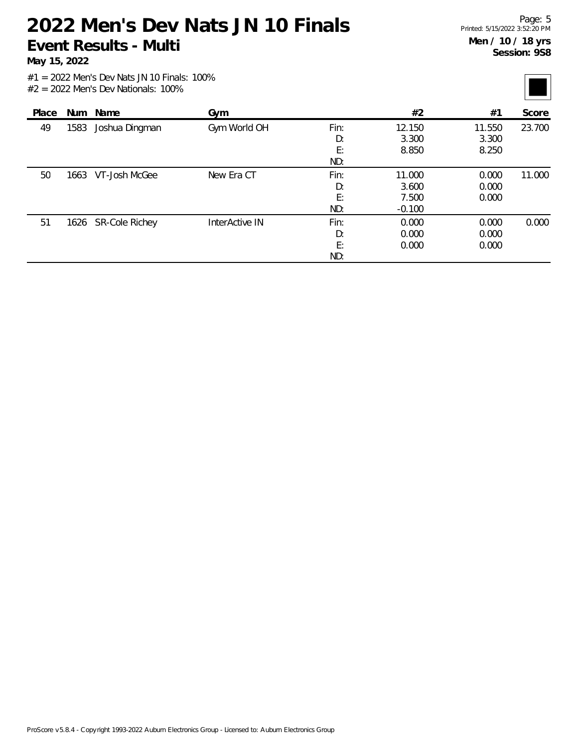# 2022 Men's Dev Nats JN 10 Finals

**Event Results - Multi**

**May 15, 2022**

**Men / 10 / 18 yrs**
**Session: 9S8**

#1 = 2022 Men's Dev Nats JN 10 Finals: 100%
#2 = 2022 Men's Dev Nationals: 100%

| Place | Num | Name | Gym | | #2 | #1 | Score |
|---|---|---|---|---|---|---|---|
| 49 | 1583 | Joshua Dingman | Gym World OH | Fin: | 12.150 | 11.550 | 23.700 |
| | | | | D: | 3.300 | 3.300 | |
| | | | | E: | 8.850 | 8.250 | |
| | | | | ND: | | | |
| 50 | 1663 | VT-Josh McGee | New Era CT | Fin: | 11.000 | 0.000 | 11.000 |
| | | | | D: | 3.600 | 0.000 | |
| | | | | E: | 7.500 | 0.000 | |
| | | | | ND: | -0.100 | | |
| 51 | 1626 | SR-Cole Richey | InterActive IN | Fin: | 0.000 | 0.000 | 0.000 |
| | | | | D: | 0.000 | 0.000 | |
| | | | | E: | 0.000 | 0.000 | |
| | | | | ND: | | | |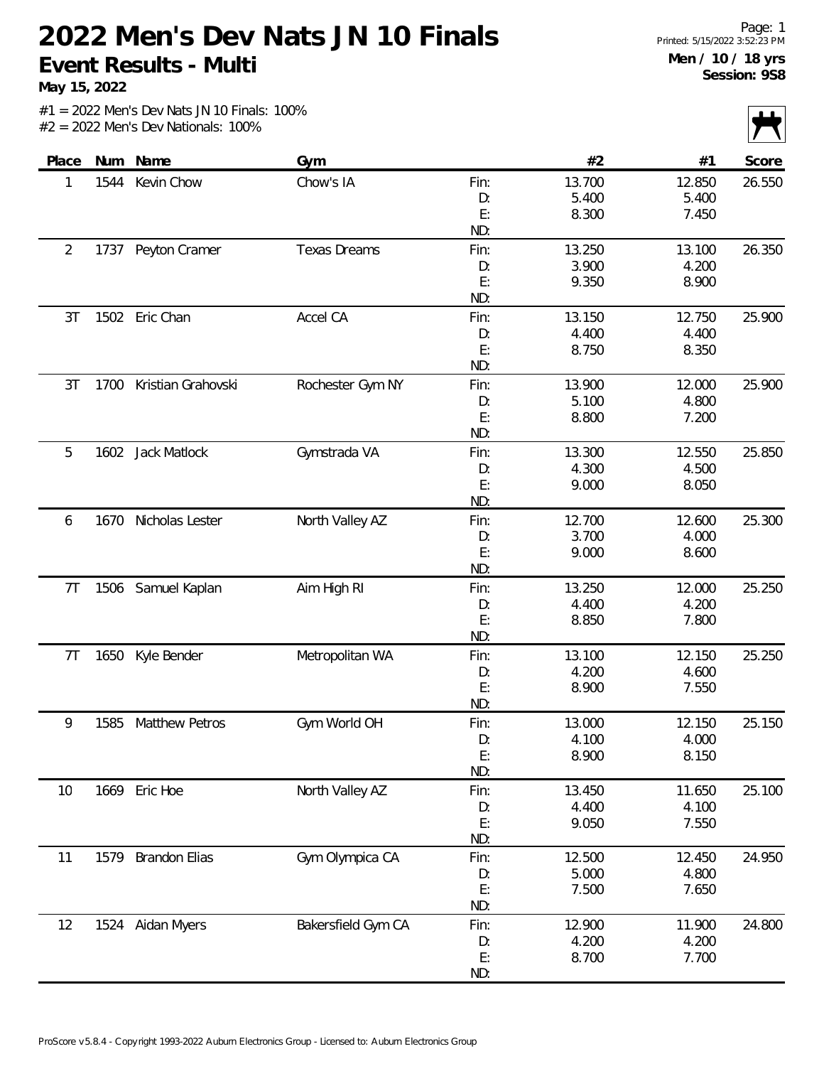# 2022 Men's Dev Nats JN 10 Finals

## Event Results - Multi

**May 15, 2022**

**Men / 10 / 18 yrs**
**Session: 9S8**

#1 = 2022 Men's Dev Nats JN 10 Finals: 100%
#2 = 2022 Men's Dev Nationals: 100%

| Place | Num | Name | Gym | | #2 | #1 | Score |
|---|---|---|---|---|---|---|---|
| 1 | 1544 | Kevin Chow | Chow's IA | Fin: | 13.700 | 12.850 | 26.550 |
| | | | | D: | 5.400 | 5.400 | |
| | | | | E: | 8.300 | 7.450 | |
| | | | | ND: | | | |
| 2 | 1737 | Peyton Cramer | Texas Dreams | Fin: | 13.250 | 13.100 | 26.350 |
| | | | | D: | 3.900 | 4.200 | |
| | | | | E: | 9.350 | 8.900 | |
| | | | | ND: | | | |
| 3T | 1502 | Eric Chan | Accel CA | Fin: | 13.150 | 12.750 | 25.900 |
| | | | | D: | 4.400 | 4.400 | |
| | | | | E: | 8.750 | 8.350 | |
| | | | | ND: | | | |
| 3T | 1700 | Kristian Grahovski | Rochester Gym NY | Fin: | 13.900 | 12.000 | 25.900 |
| | | | | D: | 5.100 | 4.800 | |
| | | | | E: | 8.800 | 7.200 | |
| | | | | ND: | | | |
| 5 | 1602 | Jack Matlock | Gymstrada VA | Fin: | 13.300 | 12.550 | 25.850 |
| | | | | D: | 4.300 | 4.500 | |
| | | | | E: | 9.000 | 8.050 | |
| | | | | ND: | | | |
| 6 | 1670 | Nicholas Lester | North Valley AZ | Fin: | 12.700 | 12.600 | 25.300 |
| | | | | D: | 3.700 | 4.000 | |
| | | | | E: | 9.000 | 8.600 | |
| | | | | ND: | | | |
| 7T | 1506 | Samuel Kaplan | Aim High RI | Fin: | 13.250 | 12.000 | 25.250 |
| | | | | D: | 4.400 | 4.200 | |
| | | | | E: | 8.850 | 7.800 | |
| | | | | ND: | | | |
| 7T | 1650 | Kyle Bender | Metropolitan WA | Fin: | 13.100 | 12.150 | 25.250 |
| | | | | D: | 4.200 | 4.600 | |
| | | | | E: | 8.900 | 7.550 | |
| | | | | ND: | | | |
| 9 | 1585 | Matthew Petros | Gym World OH | Fin: | 13.000 | 12.150 | 25.150 |
| | | | | D: | 4.100 | 4.000 | |
| | | | | E: | 8.900 | 8.150 | |
| | | | | ND: | | | |
| 10 | 1669 | Eric Hoe | North Valley AZ | Fin: | 13.450 | 11.650 | 25.100 |
| | | | | D: | 4.400 | 4.100 | |
| | | | | E: | 9.050 | 7.550 | |
| | | | | ND: | | | |
| 11 | 1579 | Brandon Elias | Gym Olympica CA | Fin: | 12.500 | 12.450 | 24.950 |
| | | | | D: | 5.000 | 4.800 | |
| | | | | E: | 7.500 | 7.650 | |
| | | | | ND: | | | |
| 12 | 1524 | Aidan Myers | Bakersfield Gym CA | Fin: | 12.900 | 11.900 | 24.800 |
| | | | | D: | 4.200 | 4.200 | |
| | | | | E: | 8.700 | 7.700 | |
| | | | | ND: | | | |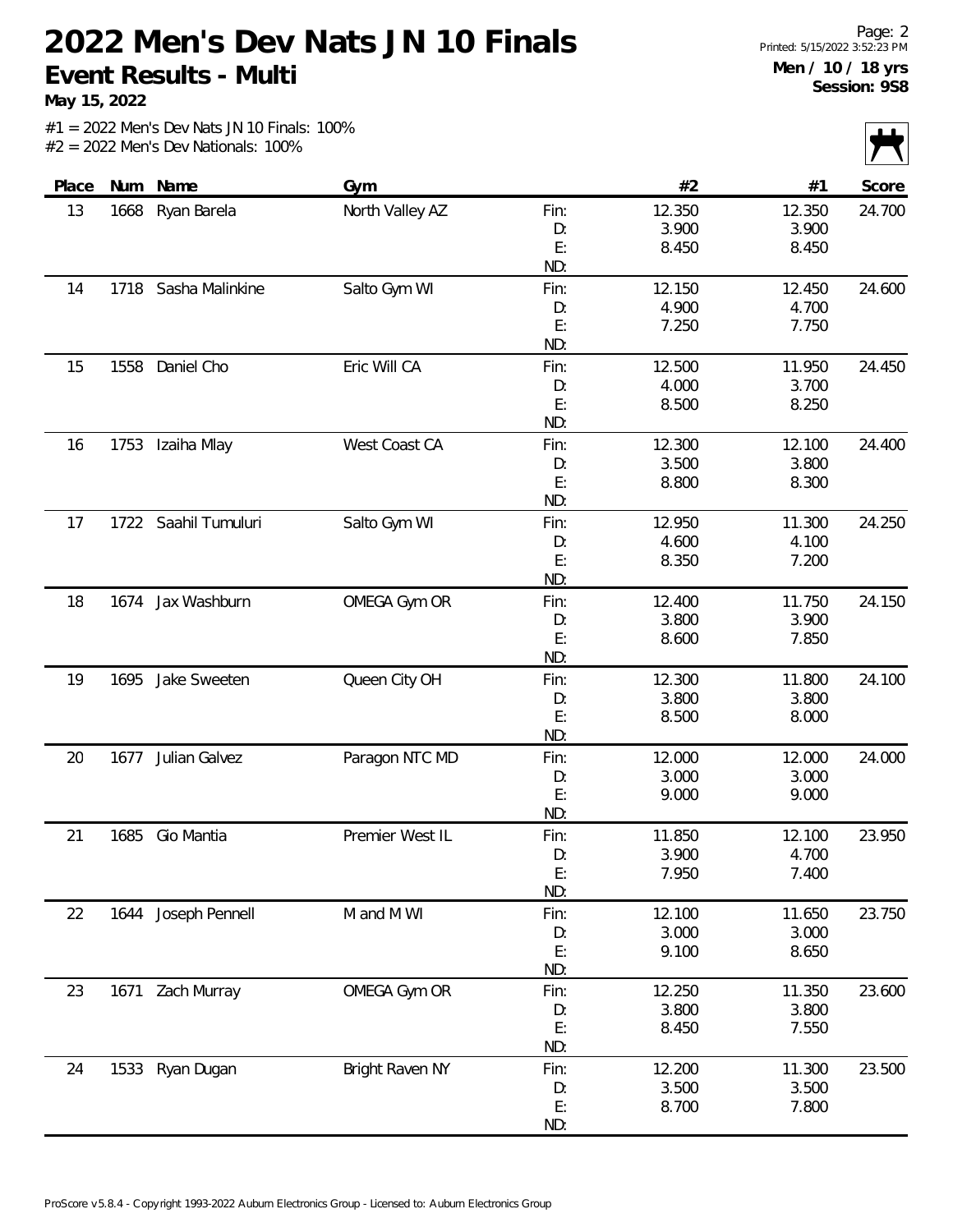# 2022 Men's Dev Nats JN 10 Finals

## Event Results - Multi

**May 15, 2022**

**Men / 10 / 18 yrs**
**Session: 9S8**

#1 = 2022 Men's Dev Nats JN 10 Finals: 100%
#2 = 2022 Men's Dev Nationals: 100%

| Place | Num | Name | Gym | | #2 | #1 | Score |
|---|---|---|---|---|---|---|---|
| 13 | 1668 | Ryan Barela | North Valley AZ | Fin: | 12.350 | 12.350 | 24.700 |
| | | | | D: | 3.900 | 3.900 | |
| | | | | E: | 8.450 | 8.450 | |
| | | | | ND: | | | |
| 14 | 1718 | Sasha Malinkine | Salto Gym WI | Fin: | 12.150 | 12.450 | 24.600 |
| | | | | D: | 4.900 | 4.700 | |
| | | | | E: | 7.250 | 7.750 | |
| | | | | ND: | | | |
| 15 | 1558 | Daniel Cho | Eric Will CA | Fin: | 12.500 | 11.950 | 24.450 |
| | | | | D: | 4.000 | 3.700 | |
| | | | | E: | 8.500 | 8.250 | |
| | | | | ND: | | | |
| 16 | 1753 | Izaiha Mlay | West Coast CA | Fin: | 12.300 | 12.100 | 24.400 |
| | | | | D: | 3.500 | 3.800 | |
| | | | | E: | 8.800 | 8.300 | |
| | | | | ND: | | | |
| 17 | 1722 | Saahil Tumuluri | Salto Gym WI | Fin: | 12.950 | 11.300 | 24.250 |
| | | | | D: | 4.600 | 4.100 | |
| | | | | E: | 8.350 | 7.200 | |
| | | | | ND: | | | |
| 18 | 1674 | Jax Washburn | OMEGA Gym OR | Fin: | 12.400 | 11.750 | 24.150 |
| | | | | D: | 3.800 | 3.900 | |
| | | | | E: | 8.600 | 7.850 | |
| | | | | ND: | | | |
| 19 | 1695 | Jake Sweeten | Queen City OH | Fin: | 12.300 | 11.800 | 24.100 |
| | | | | D: | 3.800 | 3.800 | |
| | | | | E: | 8.500 | 8.000 | |
| | | | | ND: | | | |
| 20 | 1677 | Julian Galvez | Paragon NTC MD | Fin: | 12.000 | 12.000 | 24.000 |
| | | | | D: | 3.000 | 3.000 | |
| | | | | E: | 9.000 | 9.000 | |
| | | | | ND: | | | |
| 21 | 1685 | Gio Mantia | Premier West IL | Fin: | 11.850 | 12.100 | 23.950 |
| | | | | D: | 3.900 | 4.700 | |
| | | | | E: | 7.950 | 7.400 | |
| | | | | ND: | | | |
| 22 | 1644 | Joseph Pennell | M and M WI | Fin: | 12.100 | 11.650 | 23.750 |
| | | | | D: | 3.000 | 3.000 | |
| | | | | E: | 9.100 | 8.650 | |
| | | | | ND: | | | |
| 23 | 1671 | Zach Murray | OMEGA Gym OR | Fin: | 12.250 | 11.350 | 23.600 |
| | | | | D: | 3.800 | 3.800 | |
| | | | | E: | 8.450 | 7.550 | |
| | | | | ND: | | | |
| 24 | 1533 | Ryan Dugan | Bright Raven NY | Fin: | 12.200 | 11.300 | 23.500 |
| | | | | D: | 3.500 | 3.500 | |
| | | | | E: | 8.700 | 7.800 | |
| | | | | ND: | | | |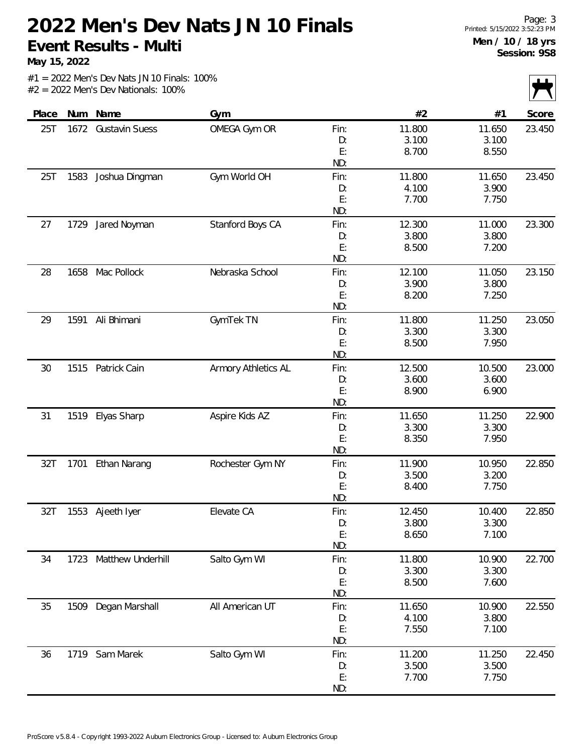# 2022 Men's Dev Nats JN 10 Finals

## Event Results - Multi

**May 15, 2022**

**Men / 10 / 18 yrs**
**Session: 9S8**

#1 = 2022 Men's Dev Nats JN 10 Finals: 100%
#2 = 2022 Men's Dev Nationals: 100%

| Place | Num | Name | Gym | | #2 | #1 | Score |
|---|---|---|---|---|---|---|---|
| 25T | 1672 | Gustavin Suess | OMEGA Gym OR | Fin: | 11.800 | 11.650 | 23.450 |
| | | | | D: | 3.100 | 3.100 | |
| | | | | E: | 8.700 | 8.550 | |
| | | | | ND: | | | |
| 25T | 1583 | Joshua Dingman | Gym World OH | Fin: | 11.800 | 11.650 | 23.450 |
| | | | | D: | 4.100 | 3.900 | |
| | | | | E: | 7.700 | 7.750 | |
| | | | | ND: | | | |
| 27 | 1729 | Jared Noyman | Stanford Boys CA | Fin: | 12.300 | 11.000 | 23.300 |
| | | | | D: | 3.800 | 3.800 | |
| | | | | E: | 8.500 | 7.200 | |
| | | | | ND: | | | |
| 28 | 1658 | Mac Pollock | Nebraska School | Fin: | 12.100 | 11.050 | 23.150 |
| | | | | D: | 3.900 | 3.800 | |
| | | | | E: | 8.200 | 7.250 | |
| | | | | ND: | | | |
| 29 | 1591 | Ali Bhimani | GymTek TN | Fin: | 11.800 | 11.250 | 23.050 |
| | | | | D: | 3.300 | 3.300 | |
| | | | | E: | 8.500 | 7.950 | |
| | | | | ND: | | | |
| 30 | 1515 | Patrick Cain | Armory Athletics AL | Fin: | 12.500 | 10.500 | 23.000 |
| | | | | D: | 3.600 | 3.600 | |
| | | | | E: | 8.900 | 6.900 | |
| | | | | ND: | | | |
| 31 | 1519 | Elyas Sharp | Aspire Kids AZ | Fin: | 11.650 | 11.250 | 22.900 |
| | | | | D: | 3.300 | 3.300 | |
| | | | | E: | 8.350 | 7.950 | |
| | | | | ND: | | | |
| 32T | 1701 | Ethan Narang | Rochester Gym NY | Fin: | 11.900 | 10.950 | 22.850 |
| | | | | D: | 3.500 | 3.200 | |
| | | | | E: | 8.400 | 7.750 | |
| | | | | ND: | | | |
| 32T | 1553 | Ajeeth Iyer | Elevate CA | Fin: | 12.450 | 10.400 | 22.850 |
| | | | | D: | 3.800 | 3.300 | |
| | | | | E: | 8.650 | 7.100 | |
| | | | | ND: | | | |
| 34 | 1723 | Matthew Underhill | Salto Gym WI | Fin: | 11.800 | 10.900 | 22.700 |
| | | | | D: | 3.300 | 3.300 | |
| | | | | E: | 8.500 | 7.600 | |
| | | | | ND: | | | |
| 35 | 1509 | Degan Marshall | All American UT | Fin: | 11.650 | 10.900 | 22.550 |
| | | | | D: | 4.100 | 3.800 | |
| | | | | E: | 7.550 | 7.100 | |
| | | | | ND: | | | |
| 36 | 1719 | Sam Marek | Salto Gym WI | Fin: | 11.200 | 11.250 | 22.450 |
| | | | | D: | 3.500 | 3.500 | |
| | | | | E: | 7.700 | 7.750 | |
| | | | | ND: | | | |

ProScore v5.8.4 - Copyright 1993-2022 Auburn Electronics Group - Licensed to: Auburn Electronics Group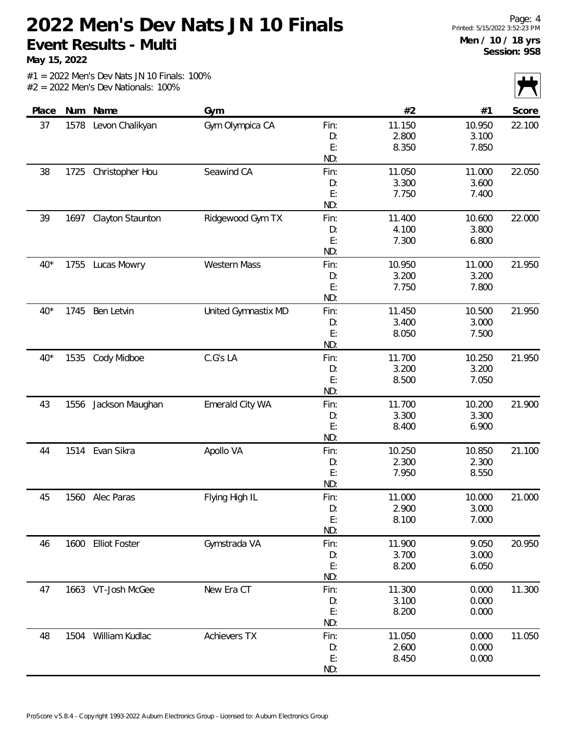# 2022 Men's Dev Nats JN 10 Finals

**Event Results - Multi**

**May 15, 2022**

Printed: 5/15/2022 3:52:23 PM

**Men / 10 / 18 yrs**
**Session: 9S8**

#1 = 2022 Men's Dev Nats JN 10 Finals: 100%
#2 = 2022 Men's Dev Nationals: 100%

| Place | Num | Name | Gym | | #2 | #1 | Score |
|---|---|---|---|---|---|---|---|
| 37 | 1578 | Levon Chalikyan | Gym Olympica CA | Fin: | 11.150 | 10.950 | 22.100 |
| | | | | D: | 2.800 | 3.100 | |
| | | | | E: | 8.350 | 7.850 | |
| | | | | ND: | | | |
| 38 | 1725 | Christopher Hou | Seawind CA | Fin: | 11.050 | 11.000 | 22.050 |
| | | | | D: | 3.300 | 3.600 | |
| | | | | E: | 7.750 | 7.400 | |
| | | | | ND: | | | |
| 39 | 1697 | Clayton Staunton | Ridgewood Gym TX | Fin: | 11.400 | 10.600 | 22.000 |
| | | | | D: | 4.100 | 3.800 | |
| | | | | E: | 7.300 | 6.800 | |
| | | | | ND: | | | |
| 40* | 1755 | Lucas Mowry | Western Mass | Fin: | 10.950 | 11.000 | 21.950 |
| | | | | D: | 3.200 | 3.200 | |
| | | | | E: | 7.750 | 7.800 | |
| | | | | ND: | | | |
| 40* | 1745 | Ben Letvin | United Gymnastix MD | Fin: | 11.450 | 10.500 | 21.950 |
| | | | | D: | 3.400 | 3.000 | |
| | | | | E: | 8.050 | 7.500 | |
| | | | | ND: | | | |
| 40* | 1535 | Cody Midboe | C.G's LA | Fin: | 11.700 | 10.250 | 21.950 |
| | | | | D: | 3.200 | 3.200 | |
| | | | | E: | 8.500 | 7.050 | |
| | | | | ND: | | | |
| 43 | 1556 | Jackson Maughan | Emerald City WA | Fin: | 11.700 | 10.200 | 21.900 |
| | | | | D: | 3.300 | 3.300 | |
| | | | | E: | 8.400 | 6.900 | |
| | | | | ND: | | | |
| 44 | 1514 | Evan Sikra | Apollo VA | Fin: | 10.250 | 10.850 | 21.100 |
| | | | | D: | 2.300 | 2.300 | |
| | | | | E: | 7.950 | 8.550 | |
| | | | | ND: | | | |
| 45 | 1560 | Alec Paras | Flying High IL | Fin: | 11.000 | 10.000 | 21.000 |
| | | | | D: | 2.900 | 3.000 | |
| | | | | E: | 8.100 | 7.000 | |
| | | | | ND: | | | |
| 46 | 1600 | Elliot Foster | Gymstrada VA | Fin: | 11.900 | 9.050 | 20.950 |
| | | | | D: | 3.700 | 3.000 | |
| | | | | E: | 8.200 | 6.050 | |
| | | | | ND: | | | |
| 47 | 1663 | VT-Josh McGee | New Era CT | Fin: | 11.300 | 0.000 | 11.300 |
| | | | | D: | 3.100 | 0.000 | |
| | | | | E: | 8.200 | 0.000 | |
| | | | | ND: | | | |
| 48 | 1504 | William Kudlac | Achievers TX | Fin: | 11.050 | 0.000 | 11.050 |
| | | | | D: | 2.600 | 0.000 | |
| | | | | E: | 8.450 | 0.000 | |
| | | | | ND: | | | |

ProScore v5.8.4 - Copyright 1993-2022 Auburn Electronics Group - Licensed to: Auburn Electronics Group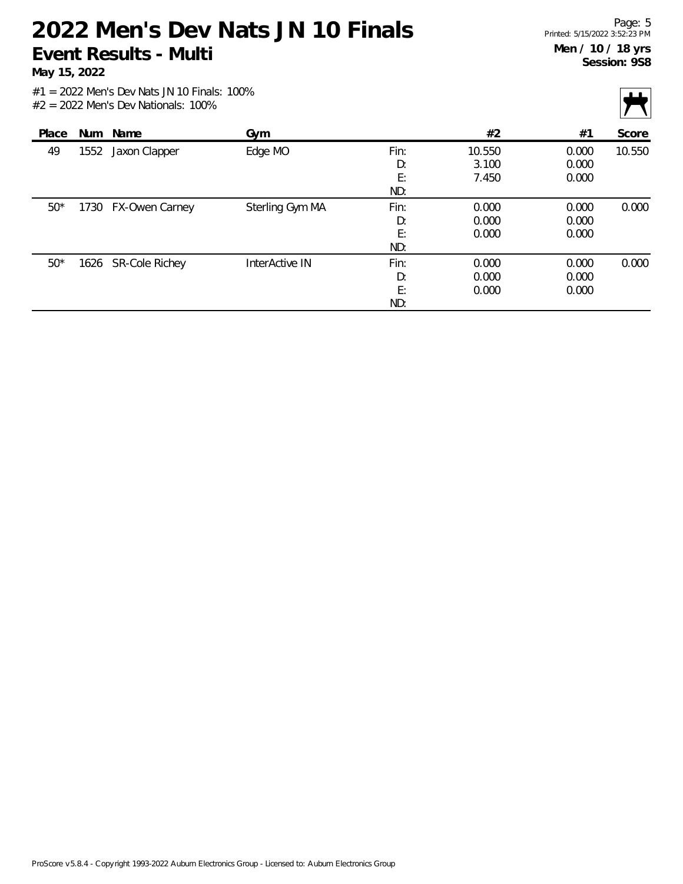# 2022 Men's Dev Nats JN 10 Finals

## Event Results - Multi

**May 15, 2022**

**Men / 10 / 18 yrs**
**Session: 9S8**

#1 = 2022 Men's Dev Nats JN 10 Finals: 100%
#2 = 2022 Men's Dev Nationals: 100%

| Place | Num | Name | Gym | | #2 | #1 | Score |
|---|---|---|---|---|---|---|---|
| 49 | 1552 | Jaxon Clapper | Edge MO | Fin: | 10.550 | 0.000 | 10.550 |
| | | | | D: | 3.100 | 0.000 | |
| | | | | E: | 7.450 | 0.000 | |
| | | | | ND: | | | |
| 50* | 1730 | FX-Owen Carney | Sterling Gym MA | Fin: | 0.000 | 0.000 | 0.000 |
| | | | | D: | 0.000 | 0.000 | |
| | | | | E: | 0.000 | 0.000 | |
| | | | | ND: | | | |
| 50* | 1626 | SR-Cole Richey | InterActive IN | Fin: | 0.000 | 0.000 | 0.000 |
| | | | | D: | 0.000 | 0.000 | |
| | | | | E: | 0.000 | 0.000 | |
| | | | | ND: | | | |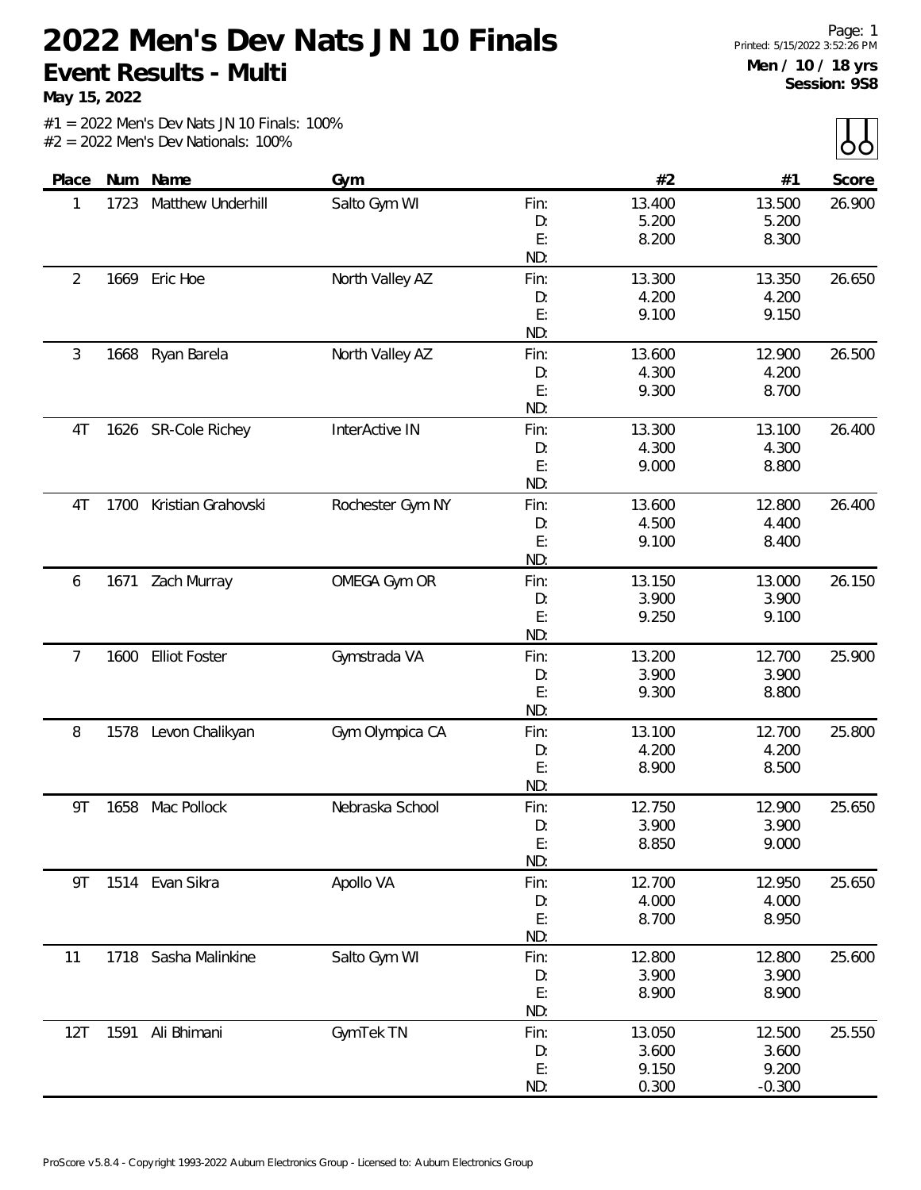# 2022 Men's Dev Nats JN 10 Finals

## Event Results - Multi

**May 15, 2022**

Printed: 5/15/2022 3:52:26 PM

**Men / 10 / 18 yrs**
**Session: 9S8**

#1 = 2022 Men's Dev Nats JN 10 Finals: 100%
#2 = 2022 Men's Dev Nationals: 100%

| Place | Num | Name | Gym | | #2 | #1 | Score |
|---|---|---|---|---|---|---|---|
| 1 | 1723 | Matthew Underhill | Salto Gym WI | Fin: | 13.400 | 13.500 | 26.900 |
| | | | | D: | 5.200 | 5.200 | |
| | | | | E: | 8.200 | 8.300 | |
| | | | | ND: | | | |
| 2 | 1669 | Eric Hoe | North Valley AZ | Fin: | 13.300 | 13.350 | 26.650 |
| | | | | D: | 4.200 | 4.200 | |
| | | | | E: | 9.100 | 9.150 | |
| | | | | ND: | | | |
| 3 | 1668 | Ryan Barela | North Valley AZ | Fin: | 13.600 | 12.900 | 26.500 |
| | | | | D: | 4.300 | 4.200 | |
| | | | | E: | 9.300 | 8.700 | |
| | | | | ND: | | | |
| 4T | 1626 | SR-Cole Richey | InterActive IN | Fin: | 13.300 | 13.100 | 26.400 |
| | | | | D: | 4.300 | 4.300 | |
| | | | | E: | 9.000 | 8.800 | |
| | | | | ND: | | | |
| 4T | 1700 | Kristian Grahovski | Rochester Gym NY | Fin: | 13.600 | 12.800 | 26.400 |
| | | | | D: | 4.500 | 4.400 | |
| | | | | E: | 9.100 | 8.400 | |
| | | | | ND: | | | |
| 6 | 1671 | Zach Murray | OMEGA Gym OR | Fin: | 13.150 | 13.000 | 26.150 |
| | | | | D: | 3.900 | 3.900 | |
| | | | | E: | 9.250 | 9.100 | |
| | | | | ND: | | | |
| 7 | 1600 | Elliot Foster | Gymstrada VA | Fin: | 13.200 | 12.700 | 25.900 |
| | | | | D: | 3.900 | 3.900 | |
| | | | | E: | 9.300 | 8.800 | |
| | | | | ND: | | | |
| 8 | 1578 | Levon Chalikyan | Gym Olympica CA | Fin: | 13.100 | 12.700 | 25.800 |
| | | | | D: | 4.200 | 4.200 | |
| | | | | E: | 8.900 | 8.500 | |
| | | | | ND: | | | |
| 9T | 1658 | Mac Pollock | Nebraska School | Fin: | 12.750 | 12.900 | 25.650 |
| | | | | D: | 3.900 | 3.900 | |
| | | | | E: | 8.850 | 9.000 | |
| | | | | ND: | | | |
| 9T | 1514 | Evan Sikra | Apollo VA | Fin: | 12.700 | 12.950 | 25.650 |
| | | | | D: | 4.000 | 4.000 | |
| | | | | E: | 8.700 | 8.950 | |
| | | | | ND: | | | |
| 11 | 1718 | Sasha Malinkine | Salto Gym WI | Fin: | 12.800 | 12.800 | 25.600 |
| | | | | D: | 3.900 | 3.900 | |
| | | | | E: | 8.900 | 8.900 | |
| | | | | ND: | | | |
| 12T | 1591 | Ali Bhimani | GymTek TN | Fin: | 13.050 | 12.500 | 25.550 |
| | | | | D: | 3.600 | 3.600 | |
| | | | | E: | 9.150 | 9.200 | |
| | | | | ND: | 0.300 | -0.300 | |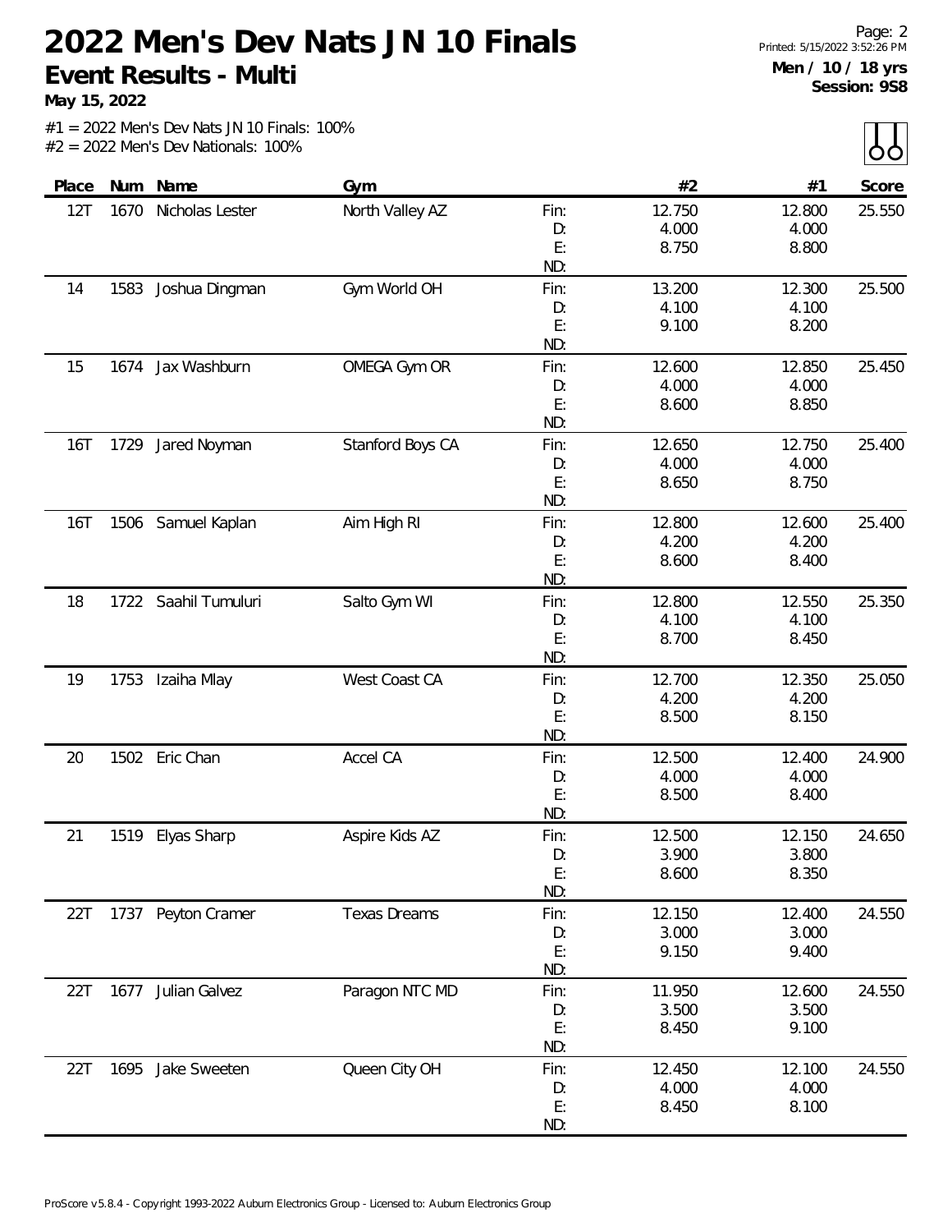# 2022 Men's Dev Nats JN 10 Finals

**Event Results - Multi**

**May 15, 2022**

**Men / 10 / 18 yrs**
**Session: 9S8**

#1 = 2022 Men's Dev Nats JN 10 Finals: 100%
#2 = 2022 Men's Dev Nationals: 100%

| Place | Num | Name | Gym | | #2 | #1 | Score |
|---|---|---|---|---|---|---|---|
| 12T | 1670 | Nicholas Lester | North Valley AZ | Fin: | 12.750 | 12.800 | 25.550 |
| | | | | D: | 4.000 | 4.000 | |
| | | | | E: | 8.750 | 8.800 | |
| | | | | ND: | | | |
| 14 | 1583 | Joshua Dingman | Gym World OH | Fin: | 13.200 | 12.300 | 25.500 |
| | | | | D: | 4.100 | 4.100 | |
| | | | | E: | 9.100 | 8.200 | |
| | | | | ND: | | | |
| 15 | 1674 | Jax Washburn | OMEGA Gym OR | Fin: | 12.600 | 12.850 | 25.450 |
| | | | | D: | 4.000 | 4.000 | |
| | | | | E: | 8.600 | 8.850 | |
| | | | | ND: | | | |
| 16T | 1729 | Jared Noyman | Stanford Boys CA | Fin: | 12.650 | 12.750 | 25.400 |
| | | | | D: | 4.000 | 4.000 | |
| | | | | E: | 8.650 | 8.750 | |
| | | | | ND: | | | |
| 16T | 1506 | Samuel Kaplan | Aim High RI | Fin: | 12.800 | 12.600 | 25.400 |
| | | | | D: | 4.200 | 4.200 | |
| | | | | E: | 8.600 | 8.400 | |
| | | | | ND: | | | |
| 18 | 1722 | Saahil Tumuluri | Salto Gym WI | Fin: | 12.800 | 12.550 | 25.350 |
| | | | | D: | 4.100 | 4.100 | |
| | | | | E: | 8.700 | 8.450 | |
| | | | | ND: | | | |
| 19 | 1753 | Izaiha Mlay | West Coast CA | Fin: | 12.700 | 12.350 | 25.050 |
| | | | | D: | 4.200 | 4.200 | |
| | | | | E: | 8.500 | 8.150 | |
| | | | | ND: | | | |
| 20 | 1502 | Eric Chan | Accel CA | Fin: | 12.500 | 12.400 | 24.900 |
| | | | | D: | 4.000 | 4.000 | |
| | | | | E: | 8.500 | 8.400 | |
| | | | | ND: | | | |
| 21 | 1519 | Elyas Sharp | Aspire Kids AZ | Fin: | 12.500 | 12.150 | 24.650 |
| | | | | D: | 3.900 | 3.800 | |
| | | | | E: | 8.600 | 8.350 | |
| | | | | ND: | | | |
| 22T | 1737 | Peyton Cramer | Texas Dreams | Fin: | 12.150 | 12.400 | 24.550 |
| | | | | D: | 3.000 | 3.000 | |
| | | | | E: | 9.150 | 9.400 | |
| | | | | ND: | | | |
| 22T | 1677 | Julian Galvez | Paragon NTC MD | Fin: | 11.950 | 12.600 | 24.550 |
| | | | | D: | 3.500 | 3.500 | |
| | | | | E: | 8.450 | 9.100 | |
| | | | | ND: | | | |
| 22T | 1695 | Jake Sweeten | Queen City OH | Fin: | 12.450 | 12.100 | 24.550 |
| | | | | D: | 4.000 | 4.000 | |
| | | | | E: | 8.450 | 8.100 | |
| | | | | ND: | | | |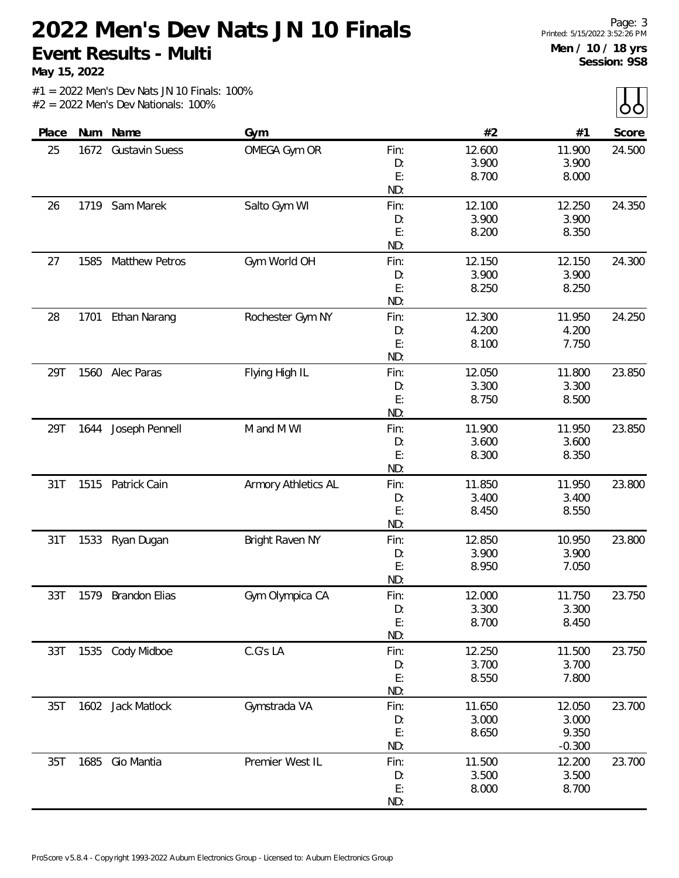# 2022 Men's Dev Nats JN 10 Finals

## Event Results - Multi

**May 15, 2022**

**Men / 10 / 18 yrs**
**Session: 9S8**

#1 = 2022 Men's Dev Nats JN 10 Finals: 100%
#2 = 2022 Men's Dev Nationals: 100%

| Place | Num | Name | Gym | | #2 | #1 | Score |
|---|---|---|---|---|---|---|---|
| 25 | 1672 | Gustavin Suess | OMEGA Gym OR | Fin: | 12.600 | 11.900 | 24.500 |
| | | | | D: | 3.900 | 3.900 | |
| | | | | E: | 8.700 | 8.000 | |
| | | | | ND: | | | |
| 26 | 1719 | Sam Marek | Salto Gym WI | Fin: | 12.100 | 12.250 | 24.350 |
| | | | | D: | 3.900 | 3.900 | |
| | | | | E: | 8.200 | 8.350 | |
| | | | | ND: | | | |
| 27 | 1585 | Matthew Petros | Gym World OH | Fin: | 12.150 | 12.150 | 24.300 |
| | | | | D: | 3.900 | 3.900 | |
| | | | | E: | 8.250 | 8.250 | |
| | | | | ND: | | | |
| 28 | 1701 | Ethan Narang | Rochester Gym NY | Fin: | 12.300 | 11.950 | 24.250 |
| | | | | D: | 4.200 | 4.200 | |
| | | | | E: | 8.100 | 7.750 | |
| | | | | ND: | | | |
| 29T | 1560 | Alec Paras | Flying High IL | Fin: | 12.050 | 11.800 | 23.850 |
| | | | | D: | 3.300 | 3.300 | |
| | | | | E: | 8.750 | 8.500 | |
| | | | | ND: | | | |
| 29T | 1644 | Joseph Pennell | M and M WI | Fin: | 11.900 | 11.950 | 23.850 |
| | | | | D: | 3.600 | 3.600 | |
| | | | | E: | 8.300 | 8.350 | |
| | | | | ND: | | | |
| 31T | 1515 | Patrick Cain | Armory Athletics AL | Fin: | 11.850 | 11.950 | 23.800 |
| | | | | D: | 3.400 | 3.400 | |
| | | | | E: | 8.450 | 8.550 | |
| | | | | ND: | | | |
| 31T | 1533 | Ryan Dugan | Bright Raven NY | Fin: | 12.850 | 10.950 | 23.800 |
| | | | | D: | 3.900 | 3.900 | |
| | | | | E: | 8.950 | 7.050 | |
| | | | | ND: | | | |
| 33T | 1579 | Brandon Elias | Gym Olympica CA | Fin: | 12.000 | 11.750 | 23.750 |
| | | | | D: | 3.300 | 3.300 | |
| | | | | E: | 8.700 | 8.450 | |
| | | | | ND: | | | |
| 33T | 1535 | Cody Midboe | C.G's LA | Fin: | 12.250 | 11.500 | 23.750 |
| | | | | D: | 3.700 | 3.700 | |
| | | | | E: | 8.550 | 7.800 | |
| | | | | ND: | | | |
| 35T | 1602 | Jack Matlock | Gymstrada VA | Fin: | 11.650 | 12.050 | 23.700 |
| | | | | D: | 3.000 | 3.000 | |
| | | | | E: | 8.650 | 9.350 | |
| | | | | ND: | | -0.300 | |
| 35T | 1685 | Gio Mantia | Premier West IL | Fin: | 11.500 | 12.200 | 23.700 |
| | | | | D: | 3.500 | 3.500 | |
| | | | | E: | 8.000 | 8.700 | |
| | | | | ND: | | | |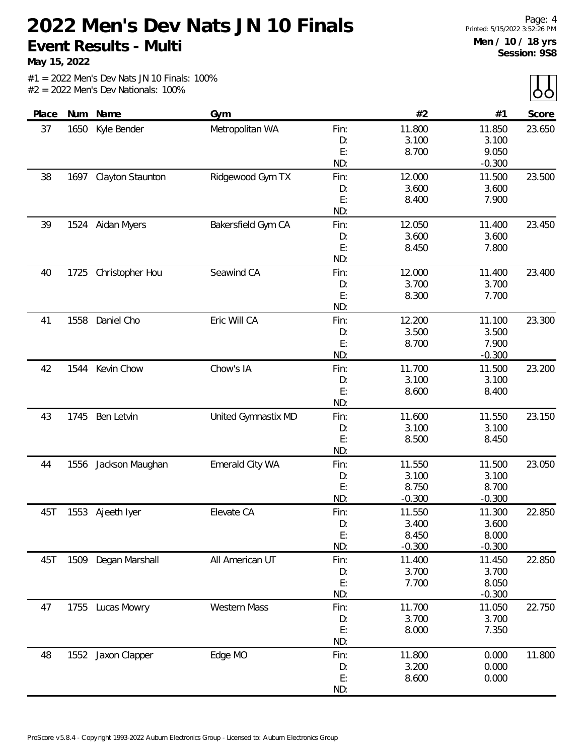# 2022 Men's Dev Nats JN 10 Finals

**Event Results - Multi**

**May 15, 2022**

**Men / 10 / 18 yrs**
**Session: 9S8**

#1 = 2022 Men's Dev Nats JN 10 Finals: 100%
#2 = 2022 Men's Dev Nationals: 100%

| Place | Num | Name | Gym | | #2 | #1 | Score |
|---|---|---|---|---|---|---|---|
| 37 | 1650 | Kyle Bender | Metropolitan WA | Fin: | 11.800 | 11.850 | 23.650 |
| | | | | D: | 3.100 | 3.100 | |
| | | | | E: | 8.700 | 9.050 | |
| | | | | ND: | | -0.300 | |
| 38 | 1697 | Clayton Staunton | Ridgewood Gym TX | Fin: | 12.000 | 11.500 | 23.500 |
| | | | | D: | 3.600 | 3.600 | |
| | | | | E: | 8.400 | 7.900 | |
| | | | | ND: | | | |
| 39 | 1524 | Aidan Myers | Bakersfield Gym CA | Fin: | 12.050 | 11.400 | 23.450 |
| | | | | D: | 3.600 | 3.600 | |
| | | | | E: | 8.450 | 7.800 | |
| | | | | ND: | | | |
| 40 | 1725 | Christopher Hou | Seawind CA | Fin: | 12.000 | 11.400 | 23.400 |
| | | | | D: | 3.700 | 3.700 | |
| | | | | E: | 8.300 | 7.700 | |
| | | | | ND: | | | |
| 41 | 1558 | Daniel Cho | Eric Will CA | Fin: | 12.200 | 11.100 | 23.300 |
| | | | | D: | 3.500 | 3.500 | |
| | | | | E: | 8.700 | 7.900 | |
| | | | | ND: | | -0.300 | |
| 42 | 1544 | Kevin Chow | Chow's IA | Fin: | 11.700 | 11.500 | 23.200 |
| | | | | D: | 3.100 | 3.100 | |
| | | | | E: | 8.600 | 8.400 | |
| | | | | ND: | | | |
| 43 | 1745 | Ben Letvin | United Gymnastix MD | Fin: | 11.600 | 11.550 | 23.150 |
| | | | | D: | 3.100 | 3.100 | |
| | | | | E: | 8.500 | 8.450 | |
| | | | | ND: | | | |
| 44 | 1556 | Jackson Maughan | Emerald City WA | Fin: | 11.550 | 11.500 | 23.050 |
| | | | | D: | 3.100 | 3.100 | |
| | | | | E: | 8.750 | 8.700 | |
| | | | | ND: | -0.300 | -0.300 | |
| 45T | 1553 | Ajeeth Iyer | Elevate CA | Fin: | 11.550 | 11.300 | 22.850 |
| | | | | D: | 3.400 | 3.600 | |
| | | | | E: | 8.450 | 8.000 | |
| | | | | ND: | -0.300 | -0.300 | |
| 45T | 1509 | Degan Marshall | All American UT | Fin: | 11.400 | 11.450 | 22.850 |
| | | | | D: | 3.700 | 3.700 | |
| | | | | E: | 7.700 | 8.050 | |
| | | | | ND: | | -0.300 | |
| 47 | 1755 | Lucas Mowry | Western Mass | Fin: | 11.700 | 11.050 | 22.750 |
| | | | | D: | 3.700 | 3.700 | |
| | | | | E: | 8.000 | 7.350 | |
| | | | | ND: | | | |
| 48 | 1552 | Jaxon Clapper | Edge MO | Fin: | 11.800 | 0.000 | 11.800 |
| | | | | D: | 3.200 | 0.000 | |
| | | | | E: | 8.600 | 0.000 | |
| | | | | ND: | | | |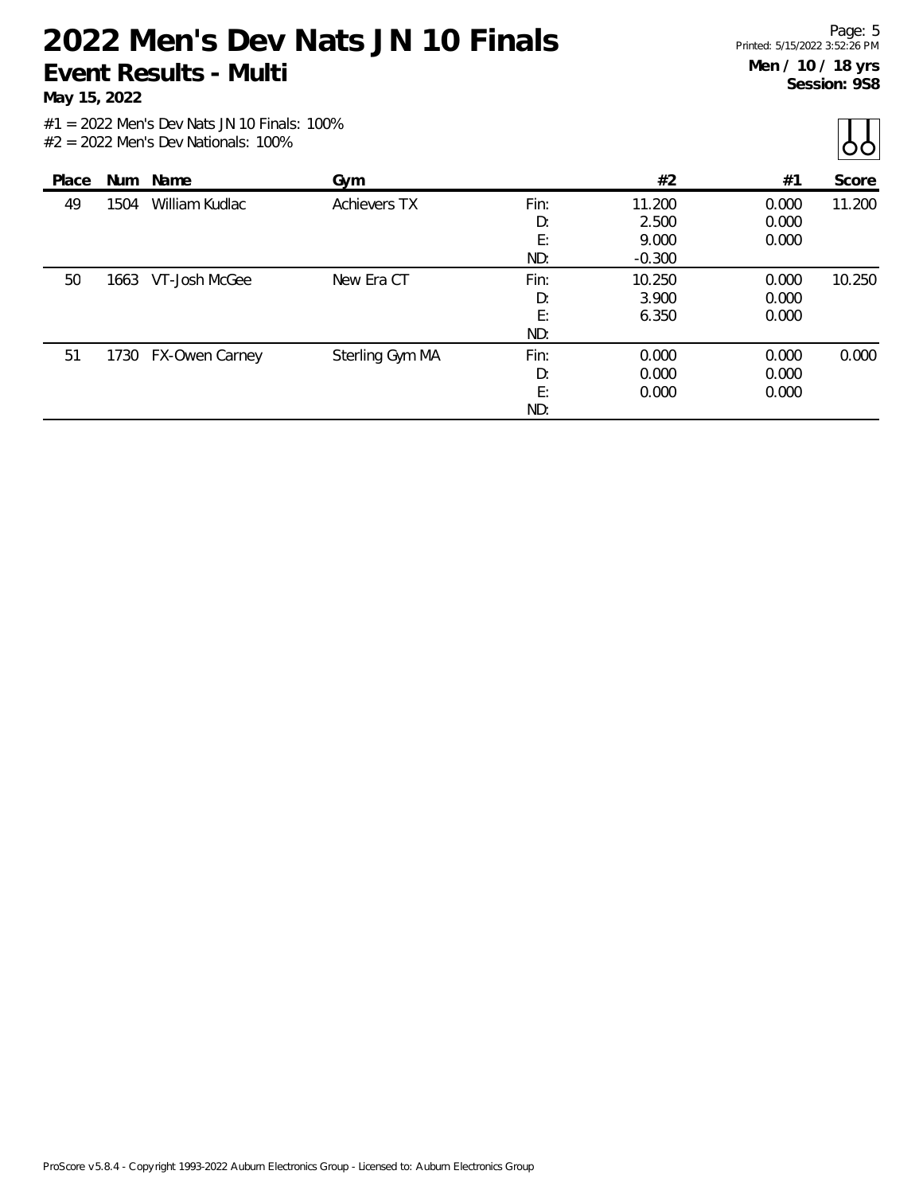# 2022 Men's Dev Nats JN 10 Finals

## Event Results - Multi

**May 15, 2022**

**Men / 10 / 18 yrs**
**Session: 9S8**

#1 = 2022 Men's Dev Nats JN 10 Finals: 100%
#2 = 2022 Men's Dev Nationals: 100%

| Place | Num | Name | Gym | | #2 | #1 | Score |
|---|---|---|---|---|---|---|---|
| 49 | 1504 | William Kudlac | Achievers TX | Fin: | 11.200 | 0.000 | 11.200 |
| | | | | D: | 2.500 | 0.000 | |
| | | | | E: | 9.000 | 0.000 | |
| | | | | ND: | -0.300 | | |
| 50 | 1663 | VT-Josh McGee | New Era CT | Fin: | 10.250 | 0.000 | 10.250 |
| | | | | D: | 3.900 | 0.000 | |
| | | | | E: | 6.350 | 0.000 | |
| | | | | ND: | | | |
| 51 | 1730 | FX-Owen Carney | Sterling Gym MA | Fin: | 0.000 | 0.000 | 0.000 |
| | | | | D: | 0.000 | 0.000 | |
| | | | | E: | 0.000 | 0.000 | |
| | | | | ND: | | | |

ProScore v5.8.4 - Copyright 1993-2022 Auburn Electronics Group - Licensed to: Auburn Electronics Group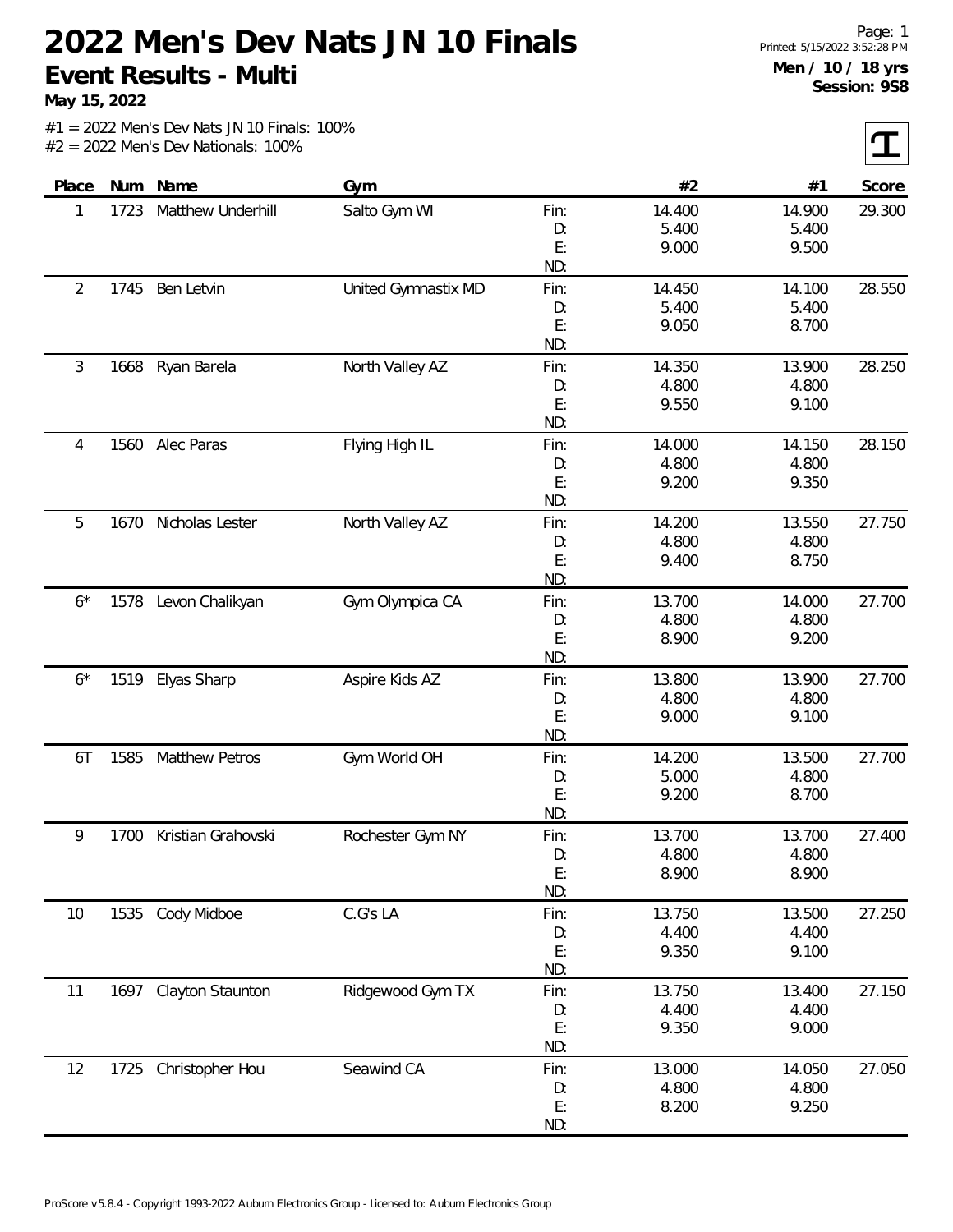# 2022 Men's Dev Nats JN 10 Finals

## Event Results - Multi

**May 15, 2022**

Printed: 5/15/2022 3:52:28 PM

**Men / 10 / 18 yrs**
**Session: 9S8**

#1 = 2022 Men's Dev Nats JN 10 Finals: 100%
#2 = 2022 Men's Dev Nationals: 100%

| Place | Num | Name | Gym | | #2 | #1 | Score |
|---|---|---|---|---|---|---|---|
| 1 | 1723 | Matthew Underhill | Salto Gym WI | Fin: | 14.400 | 14.900 | 29.300 |
| | | | | D: | 5.400 | 5.400 | |
| | | | | E: | 9.000 | 9.500 | |
| | | | | ND: | | | |
| 2 | 1745 | Ben Letvin | United Gymnastix MD | Fin: | 14.450 | 14.100 | 28.550 |
| | | | | D: | 5.400 | 5.400 | |
| | | | | E: | 9.050 | 8.700 | |
| | | | | ND: | | | |
| 3 | 1668 | Ryan Barela | North Valley AZ | Fin: | 14.350 | 13.900 | 28.250 |
| | | | | D: | 4.800 | 4.800 | |
| | | | | E: | 9.550 | 9.100 | |
| | | | | ND: | | | |
| 4 | 1560 | Alec Paras | Flying High IL | Fin: | 14.000 | 14.150 | 28.150 |
| | | | | D: | 4.800 | 4.800 | |
| | | | | E: | 9.200 | 9.350 | |
| | | | | ND: | | | |
| 5 | 1670 | Nicholas Lester | North Valley AZ | Fin: | 14.200 | 13.550 | 27.750 |
| | | | | D: | 4.800 | 4.800 | |
| | | | | E: | 9.400 | 8.750 | |
| | | | | ND: | | | |
| 6* | 1578 | Levon Chalikyan | Gym Olympica CA | Fin: | 13.700 | 14.000 | 27.700 |
| | | | | D: | 4.800 | 4.800 | |
| | | | | E: | 8.900 | 9.200 | |
| | | | | ND: | | | |
| 6* | 1519 | Elyas Sharp | Aspire Kids AZ | Fin: | 13.800 | 13.900 | 27.700 |
| | | | | D: | 4.800 | 4.800 | |
| | | | | E: | 9.000 | 9.100 | |
| | | | | ND: | | | |
| 6T | 1585 | Matthew Petros | Gym World OH | Fin: | 14.200 | 13.500 | 27.700 |
| | | | | D: | 5.000 | 4.800 | |
| | | | | E: | 9.200 | 8.700 | |
| | | | | ND: | | | |
| 9 | 1700 | Kristian Grahovski | Rochester Gym NY | Fin: | 13.700 | 13.700 | 27.400 |
| | | | | D: | 4.800 | 4.800 | |
| | | | | E: | 8.900 | 8.900 | |
| | | | | ND: | | | |
| 10 | 1535 | Cody Midboe | C.G's LA | Fin: | 13.750 | 13.500 | 27.250 |
| | | | | D: | 4.400 | 4.400 | |
| | | | | E: | 9.350 | 9.100 | |
| | | | | ND: | | | |
| 11 | 1697 | Clayton Staunton | Ridgewood Gym TX | Fin: | 13.750 | 13.400 | 27.150 |
| | | | | D: | 4.400 | 4.400 | |
| | | | | E: | 9.350 | 9.000 | |
| | | | | ND: | | | |
| 12 | 1725 | Christopher Hou | Seawind CA | Fin: | 13.000 | 14.050 | 27.050 |
| | | | | D: | 4.800 | 4.800 | |
| | | | | E: | 8.200 | 9.250 | |
| | | | | ND: | | | |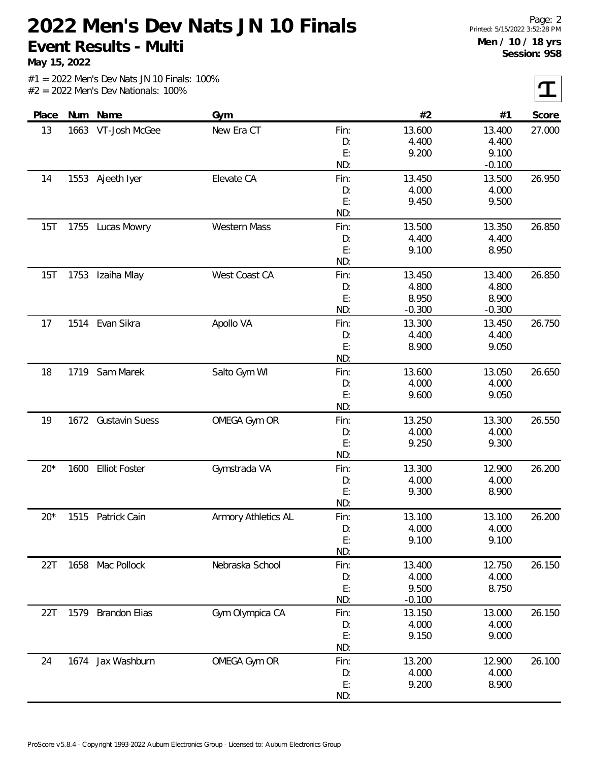# 2022 Men's Dev Nats JN 10 Finals

**Event Results - Multi**

**May 15, 2022**

**Men / 10 / 18 yrs**
**Session: 9S8**

#1 = 2022 Men's Dev Nats JN 10 Finals: 100%
#2 = 2022 Men's Dev Nationals: 100%

| Place | Num | Name | Gym | | #2 | #1 | Score |
|---|---|---|---|---|---|---|---|
| 13 | 1663 | VT-Josh McGee | New Era CT | Fin: | 13.600 | 13.400 | 27.000 |
| | | | | D: | 4.400 | 4.400 | |
| | | | | E: | 9.200 | 9.100 | |
| | | | | ND: | | -0.100 | |
| 14 | 1553 | Ajeeth Iyer | Elevate CA | Fin: | 13.450 | 13.500 | 26.950 |
| | | | | D: | 4.000 | 4.000 | |
| | | | | E: | 9.450 | 9.500 | |
| | | | | ND: | | | |
| 15T | 1755 | Lucas Mowry | Western Mass | Fin: | 13.500 | 13.350 | 26.850 |
| | | | | D: | 4.400 | 4.400 | |
| | | | | E: | 9.100 | 8.950 | |
| | | | | ND: | | | |
| 15T | 1753 | Izaiha Mlay | West Coast CA | Fin: | 13.450 | 13.400 | 26.850 |
| | | | | D: | 4.800 | 4.800 | |
| | | | | E: | 8.950 | 8.900 | |
| | | | | ND: | -0.300 | -0.300 | |
| 17 | 1514 | Evan Sikra | Apollo VA | Fin: | 13.300 | 13.450 | 26.750 |
| | | | | D: | 4.400 | 4.400 | |
| | | | | E: | 8.900 | 9.050 | |
| | | | | ND: | | | |
| 18 | 1719 | Sam Marek | Salto Gym WI | Fin: | 13.600 | 13.050 | 26.650 |
| | | | | D: | 4.000 | 4.000 | |
| | | | | E: | 9.600 | 9.050 | |
| | | | | ND: | | | |
| 19 | 1672 | Gustavin Suess | OMEGA Gym OR | Fin: | 13.250 | 13.300 | 26.550 |
| | | | | D: | 4.000 | 4.000 | |
| | | | | E: | 9.250 | 9.300 | |
| | | | | ND: | | | |
| 20* | 1600 | Elliot Foster | Gymstrada VA | Fin: | 13.300 | 12.900 | 26.200 |
| | | | | D: | 4.000 | 4.000 | |
| | | | | E: | 9.300 | 8.900 | |
| | | | | ND: | | | |
| 20* | 1515 | Patrick Cain | Armory Athletics AL | Fin: | 13.100 | 13.100 | 26.200 |
| | | | | D: | 4.000 | 4.000 | |
| | | | | E: | 9.100 | 9.100 | |
| | | | | ND: | | | |
| 22T | 1658 | Mac Pollock | Nebraska School | Fin: | 13.400 | 12.750 | 26.150 |
| | | | | D: | 4.000 | 4.000 | |
| | | | | E: | 9.500 | 8.750 | |
| | | | | ND: | -0.100 | | |
| 22T | 1579 | Brandon Elias | Gym Olympica CA | Fin: | 13.150 | 13.000 | 26.150 |
| | | | | D: | 4.000 | 4.000 | |
| | | | | E: | 9.150 | 9.000 | |
| | | | | ND: | | | |
| 24 | 1674 | Jax Washburn | OMEGA Gym OR | Fin: | 13.200 | 12.900 | 26.100 |
| | | | | D: | 4.000 | 4.000 | |
| | | | | E: | 9.200 | 8.900 | |
| | | | | ND: | | | |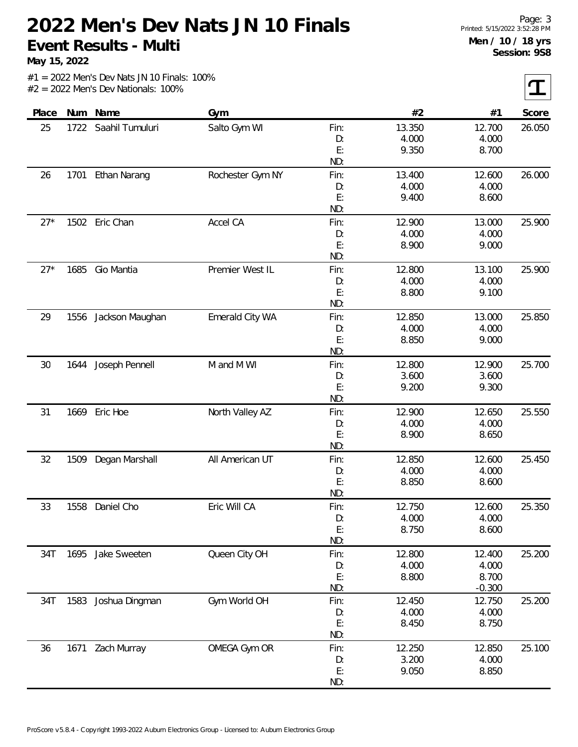# 2022 Men's Dev Nats JN 10 Finals

**Event Results - Multi**

**May 15, 2022**

**Men / 10 / 18 yrs**
**Session: 9S8**

#1 = 2022 Men's Dev Nats JN 10 Finals: 100%
#2 = 2022 Men's Dev Nationals: 100%

| Place | Num | Name | Gym | | #2 | #1 | Score |
|---|---|---|---|---|---|---|---|
| 25 | 1722 | Saahil Tumuluri | Salto Gym WI | Fin: | 13.350 | 12.700 | 26.050 |
| | | | | D: | 4.000 | 4.000 | |
| | | | | E: | 9.350 | 8.700 | |
| | | | | ND: | | | |
| 26 | 1701 | Ethan Narang | Rochester Gym NY | Fin: | 13.400 | 12.600 | 26.000 |
| | | | | D: | 4.000 | 4.000 | |
| | | | | E: | 9.400 | 8.600 | |
| | | | | ND: | | | |
| 27* | 1502 | Eric Chan | Accel CA | Fin: | 12.900 | 13.000 | 25.900 |
| | | | | D: | 4.000 | 4.000 | |
| | | | | E: | 8.900 | 9.000 | |
| | | | | ND: | | | |
| 27* | 1685 | Gio Mantia | Premier West IL | Fin: | 12.800 | 13.100 | 25.900 |
| | | | | D: | 4.000 | 4.000 | |
| | | | | E: | 8.800 | 9.100 | |
| | | | | ND: | | | |
| 29 | 1556 | Jackson Maughan | Emerald City WA | Fin: | 12.850 | 13.000 | 25.850 |
| | | | | D: | 4.000 | 4.000 | |
| | | | | E: | 8.850 | 9.000 | |
| | | | | ND: | | | |
| 30 | 1644 | Joseph Pennell | M and M WI | Fin: | 12.800 | 12.900 | 25.700 |
| | | | | D: | 3.600 | 3.600 | |
| | | | | E: | 9.200 | 9.300 | |
| | | | | ND: | | | |
| 31 | 1669 | Eric Hoe | North Valley AZ | Fin: | 12.900 | 12.650 | 25.550 |
| | | | | D: | 4.000 | 4.000 | |
| | | | | E: | 8.900 | 8.650 | |
| | | | | ND: | | | |
| 32 | 1509 | Degan Marshall | All American UT | Fin: | 12.850 | 12.600 | 25.450 |
| | | | | D: | 4.000 | 4.000 | |
| | | | | E: | 8.850 | 8.600 | |
| | | | | ND: | | | |
| 33 | 1558 | Daniel Cho | Eric Will CA | Fin: | 12.750 | 12.600 | 25.350 |
| | | | | D: | 4.000 | 4.000 | |
| | | | | E: | 8.750 | 8.600 | |
| | | | | ND: | | | |
| 34T | 1695 | Jake Sweeten | Queen City OH | Fin: | 12.800 | 12.400 | 25.200 |
| | | | | D: | 4.000 | 4.000 | |
| | | | | E: | 8.800 | 8.700 | |
| | | | | ND: | | -0.300 | |
| 34T | 1583 | Joshua Dingman | Gym World OH | Fin: | 12.450 | 12.750 | 25.200 |
| | | | | D: | 4.000 | 4.000 | |
| | | | | E: | 8.450 | 8.750 | |
| | | | | ND: | | | |
| 36 | 1671 | Zach Murray | OMEGA Gym OR | Fin: | 12.250 | 12.850 | 25.100 |
| | | | | D: | 3.200 | 4.000 | |
| | | | | E: | 9.050 | 8.850 | |
| | | | | ND: | | | |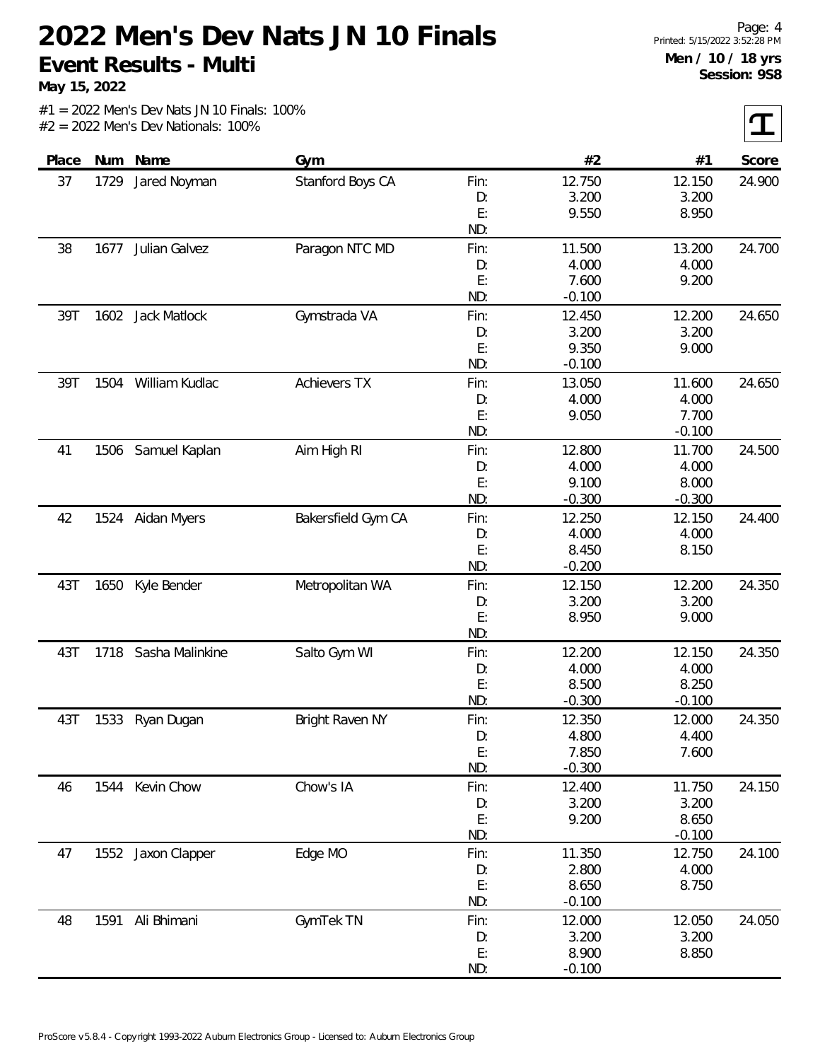# 2022 Men's Dev Nats JN 10 Finals

**Event Results - Multi**

**May 15, 2022**

**Men / 10 / 18 yrs**
**Session: 9S8**

#1 = 2022 Men's Dev Nats JN 10 Finals: 100%
#2 = 2022 Men's Dev Nationals: 100%

| Place | Num | Name | Gym | | #2 | #1 | Score |
|---|---|---|---|---|---|---|---|
| 37 | 1729 | Jared Noyman | Stanford Boys CA | Fin: | 12.750 | 12.150 | 24.900 |
| | | | | D: | 3.200 | 3.200 | |
| | | | | E: | 9.550 | 8.950 | |
| | | | | ND: | | | |
| 38 | 1677 | Julian Galvez | Paragon NTC MD | Fin: | 11.500 | 13.200 | 24.700 |
| | | | | D: | 4.000 | 4.000 | |
| | | | | E: | 7.600 | 9.200 | |
| | | | | ND: | -0.100 | | |
| 39T | 1602 | Jack Matlock | Gymstrada VA | Fin: | 12.450 | 12.200 | 24.650 |
| | | | | D: | 3.200 | 3.200 | |
| | | | | E: | 9.350 | 9.000 | |
| | | | | ND: | -0.100 | | |
| 39T | 1504 | William Kudlac | Achievers TX | Fin: | 13.050 | 11.600 | 24.650 |
| | | | | D: | 4.000 | 4.000 | |
| | | | | E: | 9.050 | 7.700 | |
| | | | | ND: | | -0.100 | |
| 41 | 1506 | Samuel Kaplan | Aim High RI | Fin: | 12.800 | 11.700 | 24.500 |
| | | | | D: | 4.000 | 4.000 | |
| | | | | E: | 9.100 | 8.000 | |
| | | | | ND: | -0.300 | -0.300 | |
| 42 | 1524 | Aidan Myers | Bakersfield Gym CA | Fin: | 12.250 | 12.150 | 24.400 |
| | | | | D: | 4.000 | 4.000 | |
| | | | | E: | 8.450 | 8.150 | |
| | | | | ND: | -0.200 | | |
| 43T | 1650 | Kyle Bender | Metropolitan WA | Fin: | 12.150 | 12.200 | 24.350 |
| | | | | D: | 3.200 | 3.200 | |
| | | | | E: | 8.950 | 9.000 | |
| | | | | ND: | | | |
| 43T | 1718 | Sasha Malinkine | Salto Gym WI | Fin: | 12.200 | 12.150 | 24.350 |
| | | | | D: | 4.000 | 4.000 | |
| | | | | E: | 8.500 | 8.250 | |
| | | | | ND: | -0.300 | -0.100 | |
| 43T | 1533 | Ryan Dugan | Bright Raven NY | Fin: | 12.350 | 12.000 | 24.350 |
| | | | | D: | 4.800 | 4.400 | |
| | | | | E: | 7.850 | 7.600 | |
| | | | | ND: | -0.300 | | |
| 46 | 1544 | Kevin Chow | Chow's IA | Fin: | 12.400 | 11.750 | 24.150 |
| | | | | D: | 3.200 | 3.200 | |
| | | | | E: | 9.200 | 8.650 | |
| | | | | ND: | | -0.100 | |
| 47 | 1552 | Jaxon Clapper | Edge MO | Fin: | 11.350 | 12.750 | 24.100 |
| | | | | D: | 2.800 | 4.000 | |
| | | | | E: | 8.650 | 8.750 | |
| | | | | ND: | -0.100 | | |
| 48 | 1591 | Ali Bhimani | GymTek TN | Fin: | 12.000 | 12.050 | 24.050 |
| | | | | D: | 3.200 | 3.200 | |
| | | | | E: | 8.900 | 8.850 | |
| | | | | ND: | -0.100 | | |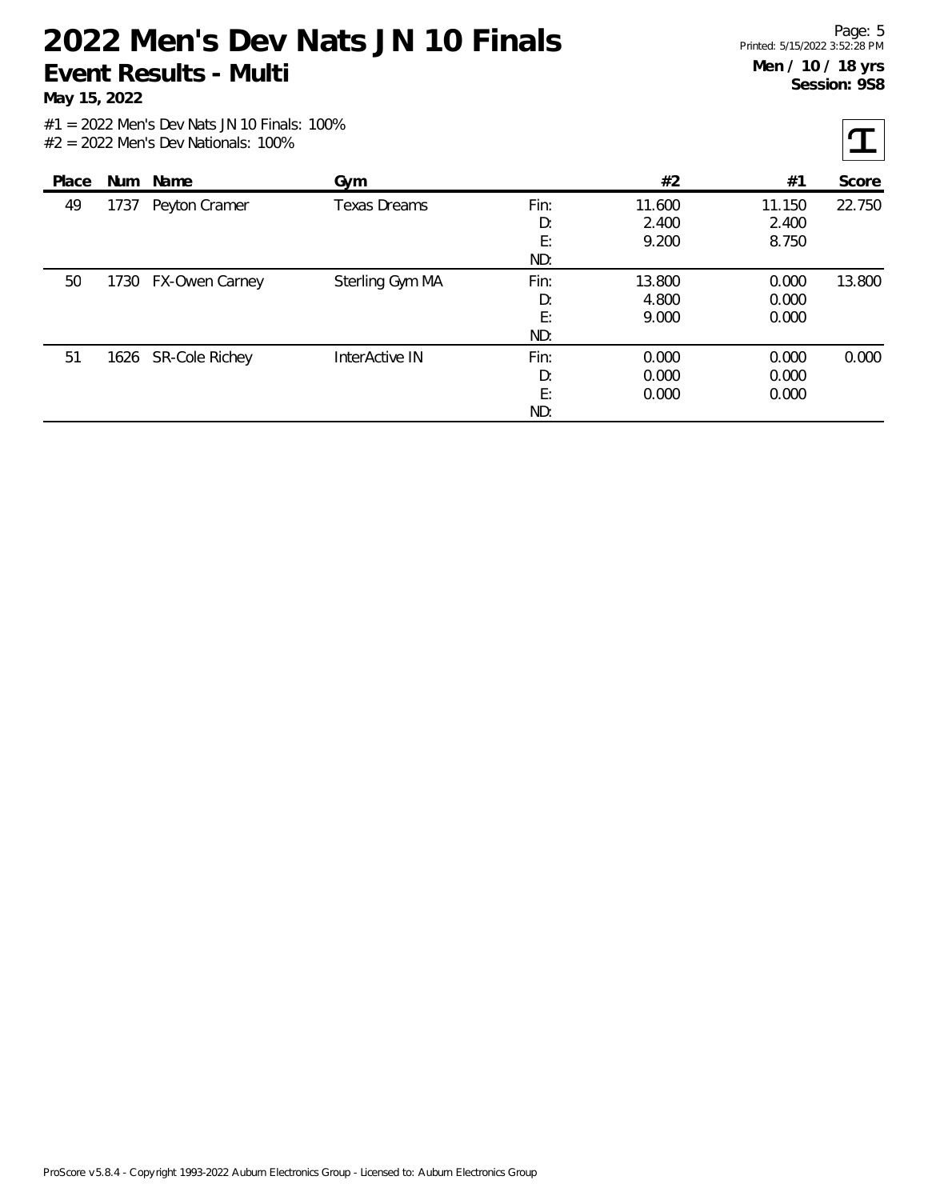# 2022 Men's Dev Nats JN 10 Finals

## Event Results - Multi

**May 15, 2022**

**Men / 10 / 18 yrs**
**Session: 9S8**

#1 = 2022 Men's Dev Nats JN 10 Finals: 100%
#2 = 2022 Men's Dev Nationals: 100%

| Place | Num | Name | Gym | | #2 | #1 | Score |
|---|---|---|---|---|---|---|---|
| 49 | 1737 | Peyton Cramer | Texas Dreams | Fin: | 11.600 | 11.150 | 22.750 |
| | | | | D: | 2.400 | 2.400 | |
| | | | | E: | 9.200 | 8.750 | |
| | | | | ND: | | | |
| 50 | 1730 | FX-Owen Carney | Sterling Gym MA | Fin: | 13.800 | 0.000 | 13.800 |
| | | | | D: | 4.800 | 0.000 | |
| | | | | E: | 9.000 | 0.000 | |
| | | | | ND: | | | |
| 51 | 1626 | SR-Cole Richey | InterActive IN | Fin: | 0.000 | 0.000 | 0.000 |
| | | | | D: | 0.000 | 0.000 | |
| | | | | E: | 0.000 | 0.000 | |
| | | | | ND: | | | |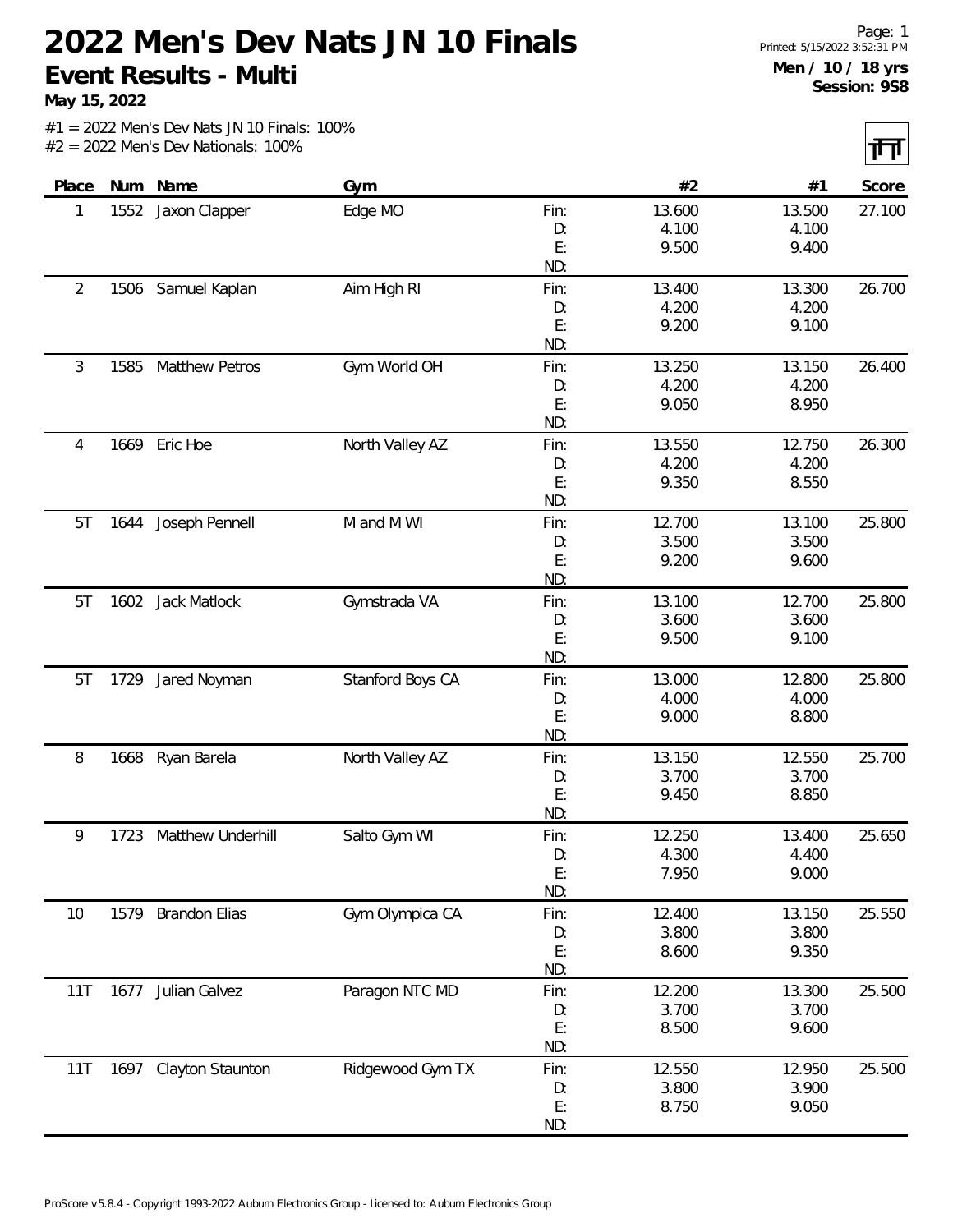# 2022 Men's Dev Nats JN 10 Finals

## Event Results - Multi

**May 15, 2022**

Printed: 5/15/2022 3:52:31 PM

**Men / 10 / 18 yrs**
**Session: 9S8**

#1 = 2022 Men's Dev Nats JN 10 Finals: 100%
#2 = 2022 Men's Dev Nationals: 100%

| Place | Num | Name | Gym | | #2 | #1 | Score |
|---|---|---|---|---|---|---|---|
| 1 | 1552 | Jaxon Clapper | Edge MO | Fin: | 13.600 | 13.500 | 27.100 |
| | | | | D: | 4.100 | 4.100 | |
| | | | | E: | 9.500 | 9.400 | |
| | | | | ND: | | | |
| 2 | 1506 | Samuel Kaplan | Aim High RI | Fin: | 13.400 | 13.300 | 26.700 |
| | | | | D: | 4.200 | 4.200 | |
| | | | | E: | 9.200 | 9.100 | |
| | | | | ND: | | | |
| 3 | 1585 | Matthew Petros | Gym World OH | Fin: | 13.250 | 13.150 | 26.400 |
| | | | | D: | 4.200 | 4.200 | |
| | | | | E: | 9.050 | 8.950 | |
| | | | | ND: | | | |
| 4 | 1669 | Eric Hoe | North Valley AZ | Fin: | 13.550 | 12.750 | 26.300 |
| | | | | D: | 4.200 | 4.200 | |
| | | | | E: | 9.350 | 8.550 | |
| | | | | ND: | | | |
| 5T | 1644 | Joseph Pennell | M and M WI | Fin: | 12.700 | 13.100 | 25.800 |
| | | | | D: | 3.500 | 3.500 | |
| | | | | E: | 9.200 | 9.600 | |
| | | | | ND: | | | |
| 5T | 1602 | Jack Matlock | Gymstrada VA | Fin: | 13.100 | 12.700 | 25.800 |
| | | | | D: | 3.600 | 3.600 | |
| | | | | E: | 9.500 | 9.100 | |
| | | | | ND: | | | |
| 5T | 1729 | Jared Noyman | Stanford Boys CA | Fin: | 13.000 | 12.800 | 25.800 |
| | | | | D: | 4.000 | 4.000 | |
| | | | | E: | 9.000 | 8.800 | |
| | | | | ND: | | | |
| 8 | 1668 | Ryan Barela | North Valley AZ | Fin: | 13.150 | 12.550 | 25.700 |
| | | | | D: | 3.700 | 3.700 | |
| | | | | E: | 9.450 | 8.850 | |
| | | | | ND: | | | |
| 9 | 1723 | Matthew Underhill | Salto Gym WI | Fin: | 12.250 | 13.400 | 25.650 |
| | | | | D: | 4.300 | 4.400 | |
| | | | | E: | 7.950 | 9.000 | |
| | | | | ND: | | | |
| 10 | 1579 | Brandon Elias | Gym Olympica CA | Fin: | 12.400 | 13.150 | 25.550 |
| | | | | D: | 3.800 | 3.800 | |
| | | | | E: | 8.600 | 9.350 | |
| | | | | ND: | | | |
| 11T | 1677 | Julian Galvez | Paragon NTC MD | Fin: | 12.200 | 13.300 | 25.500 |
| | | | | D: | 3.700 | 3.700 | |
| | | | | E: | 8.500 | 9.600 | |
| | | | | ND: | | | |
| 11T | 1697 | Clayton Staunton | Ridgewood Gym TX | Fin: | 12.550 | 12.950 | 25.500 |
| | | | | D: | 3.800 | 3.900 | |
| | | | | E: | 8.750 | 9.050 | |
| | | | | ND: | | | |

ProScore v5.8.4 - Copyright 1993-2022 Auburn Electronics Group - Licensed to: Auburn Electronics Group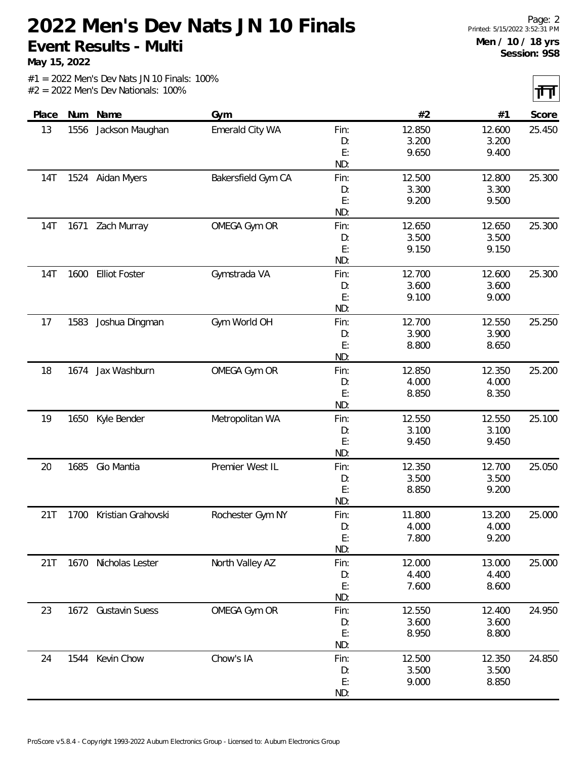# 2022 Men's Dev Nats JN 10 Finals

**Event Results - Multi**

**May 15, 2022**

**Men / 10 / 18 yrs**
**Session: 9S8**

#1 = 2022 Men's Dev Nats JN 10 Finals: 100%
#2 = 2022 Men's Dev Nationals: 100%

| Place | Num | Name | Gym | | #2 | #1 | Score |
|---|---|---|---|---|---|---|---|
| 13 | 1556 | Jackson Maughan | Emerald City WA | Fin: | 12.850 | 12.600 | 25.450 |
| | | | | D: | 3.200 | 3.200 | |
| | | | | E: | 9.650 | 9.400 | |
| | | | | ND: | | | |
| 14T | 1524 | Aidan Myers | Bakersfield Gym CA | Fin: | 12.500 | 12.800 | 25.300 |
| | | | | D: | 3.300 | 3.300 | |
| | | | | E: | 9.200 | 9.500 | |
| | | | | ND: | | | |
| 14T | 1671 | Zach Murray | OMEGA Gym OR | Fin: | 12.650 | 12.650 | 25.300 |
| | | | | D: | 3.500 | 3.500 | |
| | | | | E: | 9.150 | 9.150 | |
| | | | | ND: | | | |
| 14T | 1600 | Elliot Foster | Gymstrada VA | Fin: | 12.700 | 12.600 | 25.300 |
| | | | | D: | 3.600 | 3.600 | |
| | | | | E: | 9.100 | 9.000 | |
| | | | | ND: | | | |
| 17 | 1583 | Joshua Dingman | Gym World OH | Fin: | 12.700 | 12.550 | 25.250 |
| | | | | D: | 3.900 | 3.900 | |
| | | | | E: | 8.800 | 8.650 | |
| | | | | ND: | | | |
| 18 | 1674 | Jax Washburn | OMEGA Gym OR | Fin: | 12.850 | 12.350 | 25.200 |
| | | | | D: | 4.000 | 4.000 | |
| | | | | E: | 8.850 | 8.350 | |
| | | | | ND: | | | |
| 19 | 1650 | Kyle Bender | Metropolitan WA | Fin: | 12.550 | 12.550 | 25.100 |
| | | | | D: | 3.100 | 3.100 | |
| | | | | E: | 9.450 | 9.450 | |
| | | | | ND: | | | |
| 20 | 1685 | Gio Mantia | Premier West IL | Fin: | 12.350 | 12.700 | 25.050 |
| | | | | D: | 3.500 | 3.500 | |
| | | | | E: | 8.850 | 9.200 | |
| | | | | ND: | | | |
| 21T | 1700 | Kristian Grahovski | Rochester Gym NY | Fin: | 11.800 | 13.200 | 25.000 |
| | | | | D: | 4.000 | 4.000 | |
| | | | | E: | 7.800 | 9.200 | |
| | | | | ND: | | | |
| 21T | 1670 | Nicholas Lester | North Valley AZ | Fin: | 12.000 | 13.000 | 25.000 |
| | | | | D: | 4.400 | 4.400 | |
| | | | | E: | 7.600 | 8.600 | |
| | | | | ND: | | | |
| 23 | 1672 | Gustavin Suess | OMEGA Gym OR | Fin: | 12.550 | 12.400 | 24.950 |
| | | | | D: | 3.600 | 3.600 | |
| | | | | E: | 8.950 | 8.800 | |
| | | | | ND: | | | |
| 24 | 1544 | Kevin Chow | Chow's IA | Fin: | 12.500 | 12.350 | 24.850 |
| | | | | D: | 3.500 | 3.500 | |
| | | | | E: | 9.000 | 8.850 | |
| | | | | ND: | | | |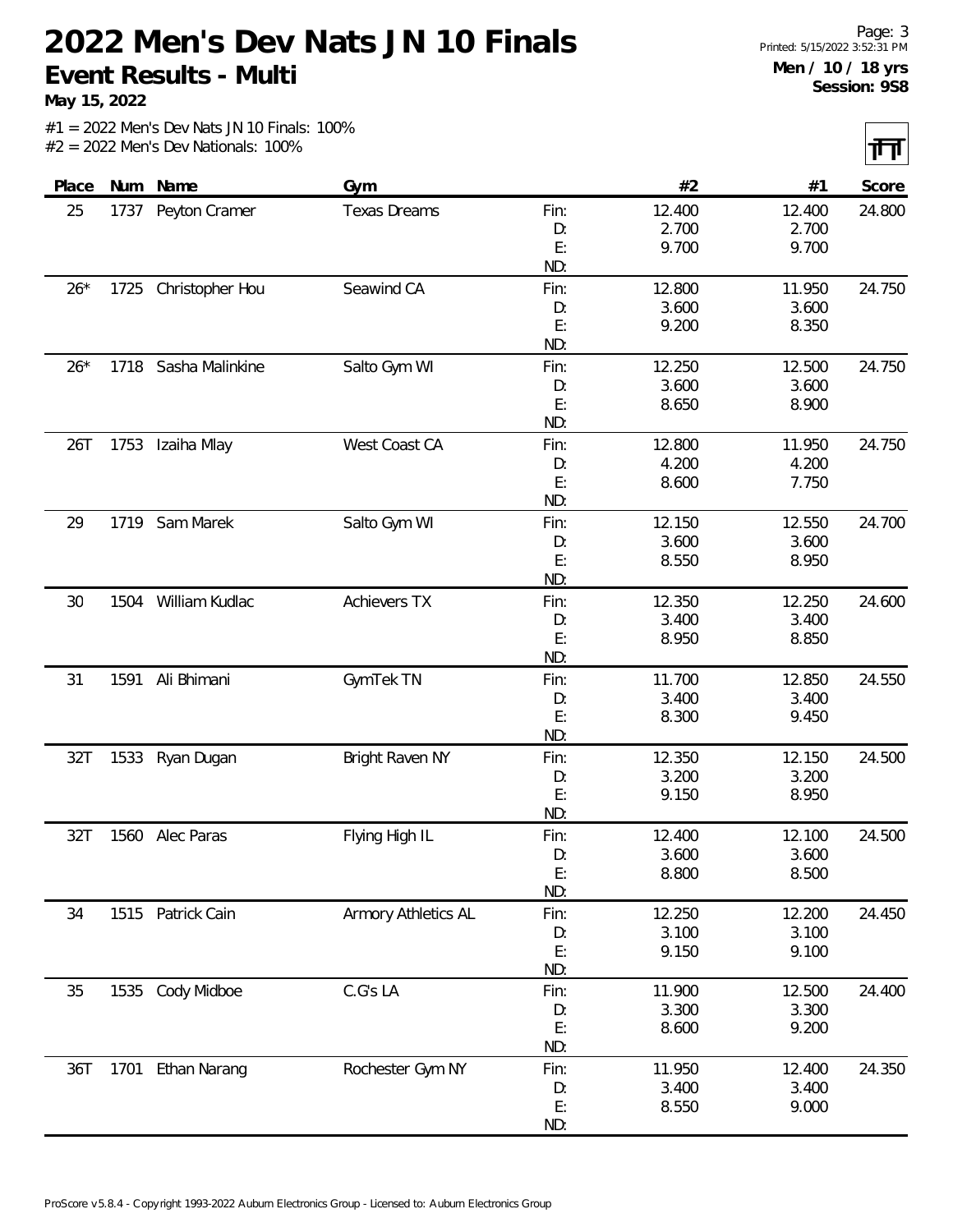# 2022 Men's Dev Nats JN 10 Finals

## Event Results - Multi

**May 15, 2022**

**Men / 10 / 18 yrs**
**Session: 9S8**

#1 = 2022 Men's Dev Nats JN 10 Finals: 100%
#2 = 2022 Men's Dev Nationals: 100%

| Place | Num | Name | Gym | | #2 | #1 | Score |
|---|---|---|---|---|---|---|---|
| 25 | 1737 | Peyton Cramer | Texas Dreams | Fin: | 12.400 | 12.400 | 24.800 |
| | | | | D: | 2.700 | 2.700 | |
| | | | | E: | 9.700 | 9.700 | |
| | | | | ND: | | | |
| 26* | 1725 | Christopher Hou | Seawind CA | Fin: | 12.800 | 11.950 | 24.750 |
| | | | | D: | 3.600 | 3.600 | |
| | | | | E: | 9.200 | 8.350 | |
| | | | | ND: | | | |
| 26* | 1718 | Sasha Malinkine | Salto Gym WI | Fin: | 12.250 | 12.500 | 24.750 |
| | | | | D: | 3.600 | 3.600 | |
| | | | | E: | 8.650 | 8.900 | |
| | | | | ND: | | | |
| 26T | 1753 | Izaiha Mlay | West Coast CA | Fin: | 12.800 | 11.950 | 24.750 |
| | | | | D: | 4.200 | 4.200 | |
| | | | | E: | 8.600 | 7.750 | |
| | | | | ND: | | | |
| 29 | 1719 | Sam Marek | Salto Gym WI | Fin: | 12.150 | 12.550 | 24.700 |
| | | | | D: | 3.600 | 3.600 | |
| | | | | E: | 8.550 | 8.950 | |
| | | | | ND: | | | |
| 30 | 1504 | William Kudlac | Achievers TX | Fin: | 12.350 | 12.250 | 24.600 |
| | | | | D: | 3.400 | 3.400 | |
| | | | | E: | 8.950 | 8.850 | |
| | | | | ND: | | | |
| 31 | 1591 | Ali Bhimani | GymTek TN | Fin: | 11.700 | 12.850 | 24.550 |
| | | | | D: | 3.400 | 3.400 | |
| | | | | E: | 8.300 | 9.450 | |
| | | | | ND: | | | |
| 32T | 1533 | Ryan Dugan | Bright Raven NY | Fin: | 12.350 | 12.150 | 24.500 |
| | | | | D: | 3.200 | 3.200 | |
| | | | | E: | 9.150 | 8.950 | |
| | | | | ND: | | | |
| 32T | 1560 | Alec Paras | Flying High IL | Fin: | 12.400 | 12.100 | 24.500 |
| | | | | D: | 3.600 | 3.600 | |
| | | | | E: | 8.800 | 8.500 | |
| | | | | ND: | | | |
| 34 | 1515 | Patrick Cain | Armory Athletics AL | Fin: | 12.250 | 12.200 | 24.450 |
| | | | | D: | 3.100 | 3.100 | |
| | | | | E: | 9.150 | 9.100 | |
| | | | | ND: | | | |
| 35 | 1535 | Cody Midboe | C.G's LA | Fin: | 11.900 | 12.500 | 24.400 |
| | | | | D: | 3.300 | 3.300 | |
| | | | | E: | 8.600 | 9.200 | |
| | | | | ND: | | | |
| 36T | 1701 | Ethan Narang | Rochester Gym NY | Fin: | 11.950 | 12.400 | 24.350 |
| | | | | D: | 3.400 | 3.400 | |
| | | | | E: | 8.550 | 9.000 | |
| | | | | ND: | | | |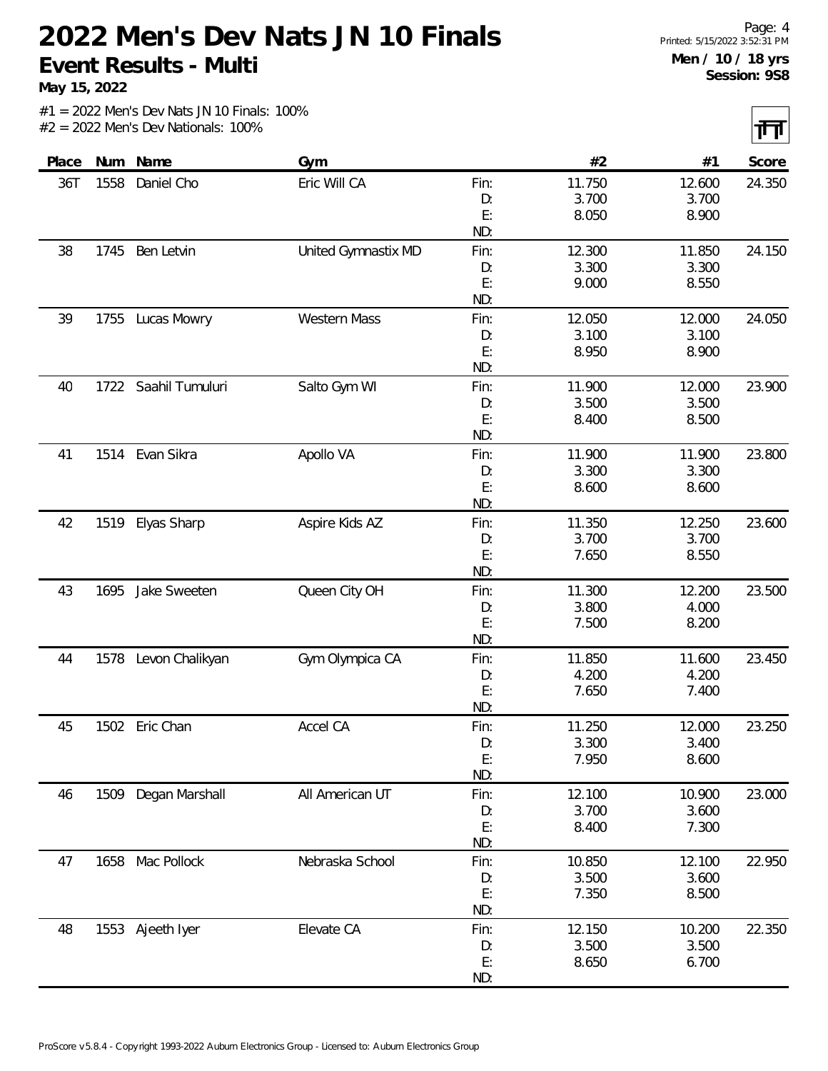# 2022 Men's Dev Nats JN 10 Finals

## Event Results - Multi

**May 15, 2022**

Men / 10 / 18 yrs
Session: 9S8

#1 = 2022 Men's Dev Nats JN 10 Finals: 100%
#2 = 2022 Men's Dev Nationals: 100%

| Place | Num | Name | Gym | | #2 | #1 | Score |
|---|---|---|---|---|---|---|---|
| 36T | 1558 | Daniel Cho | Eric Will CA | Fin: | 11.750 | 12.600 | 24.350 |
| | | | | D: | 3.700 | 3.700 | |
| | | | | E: | 8.050 | 8.900 | |
| | | | | ND: | | | |
| 38 | 1745 | Ben Letvin | United Gymnastix MD | Fin: | 12.300 | 11.850 | 24.150 |
| | | | | D: | 3.300 | 3.300 | |
| | | | | E: | 9.000 | 8.550 | |
| | | | | ND: | | | |
| 39 | 1755 | Lucas Mowry | Western Mass | Fin: | 12.050 | 12.000 | 24.050 |
| | | | | D: | 3.100 | 3.100 | |
| | | | | E: | 8.950 | 8.900 | |
| | | | | ND: | | | |
| 40 | 1722 | Saahil Tumuluri | Salto Gym WI | Fin: | 11.900 | 12.000 | 23.900 |
| | | | | D: | 3.500 | 3.500 | |
| | | | | E: | 8.400 | 8.500 | |
| | | | | ND: | | | |
| 41 | 1514 | Evan Sikra | Apollo VA | Fin: | 11.900 | 11.900 | 23.800 |
| | | | | D: | 3.300 | 3.300 | |
| | | | | E: | 8.600 | 8.600 | |
| | | | | ND: | | | |
| 42 | 1519 | Elyas Sharp | Aspire Kids AZ | Fin: | 11.350 | 12.250 | 23.600 |
| | | | | D: | 3.700 | 3.700 | |
| | | | | E: | 7.650 | 8.550 | |
| | | | | ND: | | | |
| 43 | 1695 | Jake Sweeten | Queen City OH | Fin: | 11.300 | 12.200 | 23.500 |
| | | | | D: | 3.800 | 4.000 | |
| | | | | E: | 7.500 | 8.200 | |
| | | | | ND: | | | |
| 44 | 1578 | Levon Chalikyan | Gym Olympica CA | Fin: | 11.850 | 11.600 | 23.450 |
| | | | | D: | 4.200 | 4.200 | |
| | | | | E: | 7.650 | 7.400 | |
| | | | | ND: | | | |
| 45 | 1502 | Eric Chan | Accel CA | Fin: | 11.250 | 12.000 | 23.250 |
| | | | | D: | 3.300 | 3.400 | |
| | | | | E: | 7.950 | 8.600 | |
| | | | | ND: | | | |
| 46 | 1509 | Degan Marshall | All American UT | Fin: | 12.100 | 10.900 | 23.000 |
| | | | | D: | 3.700 | 3.600 | |
| | | | | E: | 8.400 | 7.300 | |
| | | | | ND: | | | |
| 47 | 1658 | Mac Pollock | Nebraska School | Fin: | 10.850 | 12.100 | 22.950 |
| | | | | D: | 3.500 | 3.600 | |
| | | | | E: | 7.350 | 8.500 | |
| | | | | ND: | | | |
| 48 | 1553 | Ajeeth Iyer | Elevate CA | Fin: | 12.150 | 10.200 | 22.350 |
| | | | | D: | 3.500 | 3.500 | |
| | | | | E: | 8.650 | 6.700 | |
| | | | | ND: | | | |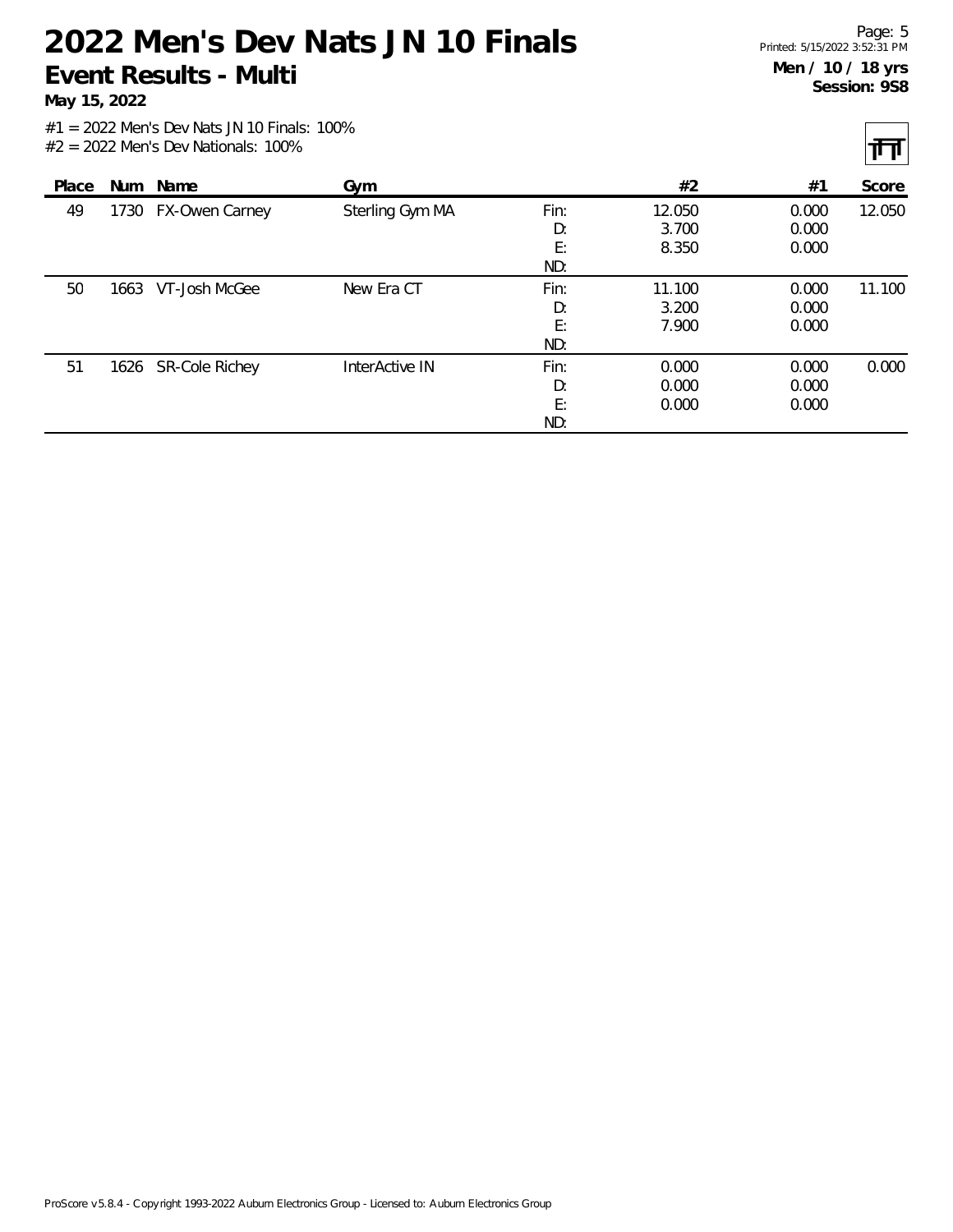# 2022 Men's Dev Nats JN 10 Finals

## Event Results - Multi

**May 15, 2022**

**Men / 10 / 18 yrs**
**Session: 9S8**

#1 = 2022 Men's Dev Nats JN 10 Finals: 100%
#2 = 2022 Men's Dev Nationals: 100%

| Place | Num | Name | Gym | | #2 | #1 | Score |
|---|---|---|---|---|---|---|---|
| 49 | 1730 | FX-Owen Carney | Sterling Gym MA | Fin: | 12.050 | 0.000 | 12.050 |
| | | | | D: | 3.700 | 0.000 | |
| | | | | E: | 8.350 | 0.000 | |
| | | | | ND: | | | |
| 50 | 1663 | VT-Josh McGee | New Era CT | Fin: | 11.100 | 0.000 | 11.100 |
| | | | | D: | 3.200 | 0.000 | |
| | | | | E: | 7.900 | 0.000 | |
| | | | | ND: | | | |
| 51 | 1626 | SR-Cole Richey | InterActive IN | Fin: | 0.000 | 0.000 | 0.000 |
| | | | | D: | 0.000 | 0.000 | |
| | | | | E: | 0.000 | 0.000 | |
| | | | | ND: | | | |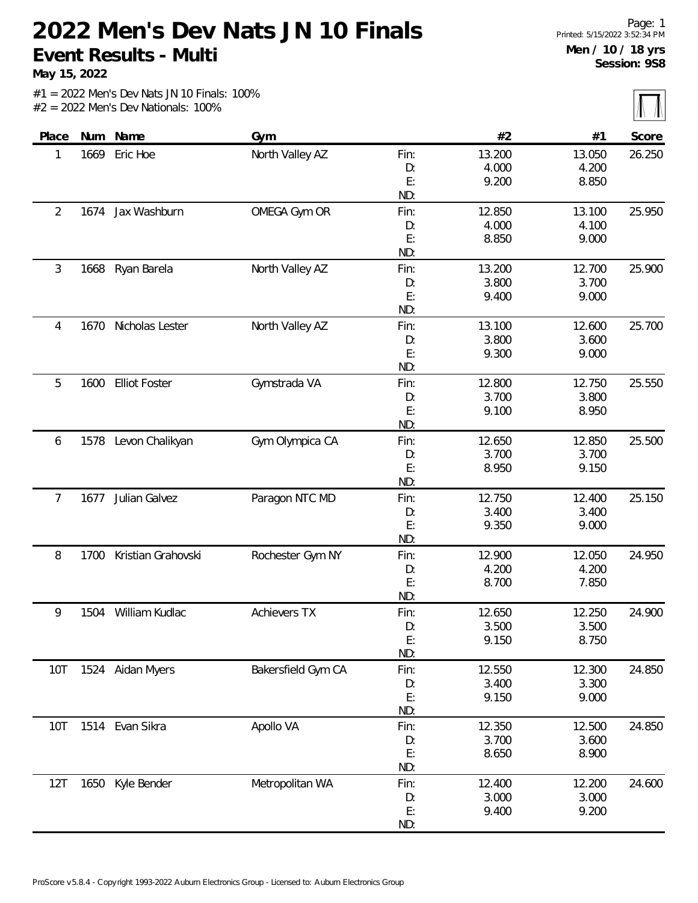# 2022 Men's Dev Nats JN 10 Finals

## Event Results - Multi

**May 15, 2022**

Printed: 5/15/2022 3:52:34 PM

**Men / 10 / 18 yrs**
**Session: 9S8**

#1 = 2022 Men's Dev Nats JN 10 Finals: 100%
#2 = 2022 Men's Dev Nationals: 100%

| Place | Num | Name | Gym | | #2 | #1 | Score |
|---|---|---|---|---|---|---|---|
| 1 | 1669 | Eric Hoe | North Valley AZ | Fin: | 13.200 | 13.050 | 26.250 |
| | | | | D: | 4.000 | 4.200 | |
| | | | | E: | 9.200 | 8.850 | |
| | | | | ND: | | | |
| 2 | 1674 | Jax Washburn | OMEGA Gym OR | Fin: | 12.850 | 13.100 | 25.950 |
| | | | | D: | 4.000 | 4.100 | |
| | | | | E: | 8.850 | 9.000 | |
| | | | | ND: | | | |
| 3 | 1668 | Ryan Barela | North Valley AZ | Fin: | 13.200 | 12.700 | 25.900 |
| | | | | D: | 3.800 | 3.700 | |
| | | | | E: | 9.400 | 9.000 | |
| | | | | ND: | | | |
| 4 | 1670 | Nicholas Lester | North Valley AZ | Fin: | 13.100 | 12.600 | 25.700 |
| | | | | D: | 3.800 | 3.600 | |
| | | | | E: | 9.300 | 9.000 | |
| | | | | ND: | | | |
| 5 | 1600 | Elliot Foster | Gymstrada VA | Fin: | 12.800 | 12.750 | 25.550 |
| | | | | D: | 3.700 | 3.800 | |
| | | | | E: | 9.100 | 8.950 | |
| | | | | ND: | | | |
| 6 | 1578 | Levon Chalikyan | Gym Olympica CA | Fin: | 12.650 | 12.850 | 25.500 |
| | | | | D: | 3.700 | 3.700 | |
| | | | | E: | 8.950 | 9.150 | |
| | | | | ND: | | | |
| 7 | 1677 | Julian Galvez | Paragon NTC MD | Fin: | 12.750 | 12.400 | 25.150 |
| | | | | D: | 3.400 | 3.400 | |
| | | | | E: | 9.350 | 9.000 | |
| | | | | ND: | | | |
| 8 | 1700 | Kristian Grahovski | Rochester Gym NY | Fin: | 12.900 | 12.050 | 24.950 |
| | | | | D: | 4.200 | 4.200 | |
| | | | | E: | 8.700 | 7.850 | |
| | | | | ND: | | | |
| 9 | 1504 | William Kudlac | Achievers TX | Fin: | 12.650 | 12.250 | 24.900 |
| | | | | D: | 3.500 | 3.500 | |
| | | | | E: | 9.150 | 8.750 | |
| | | | | ND: | | | |
| 10T | 1524 | Aidan Myers | Bakersfield Gym CA | Fin: | 12.550 | 12.300 | 24.850 |
| | | | | D: | 3.400 | 3.300 | |
| | | | | E: | 9.150 | 9.000 | |
| | | | | ND: | | | |
| 10T | 1514 | Evan Sikra | Apollo VA | Fin: | 12.350 | 12.500 | 24.850 |
| | | | | D: | 3.700 | 3.600 | |
| | | | | E: | 8.650 | 8.900 | |
| | | | | ND: | | | |
| 12T | 1650 | Kyle Bender | Metropolitan WA | Fin: | 12.400 | 12.200 | 24.600 |
| | | | | D: | 3.000 | 3.000 | |
| | | | | E: | 9.400 | 9.200 | |
| | | | | ND: | | | |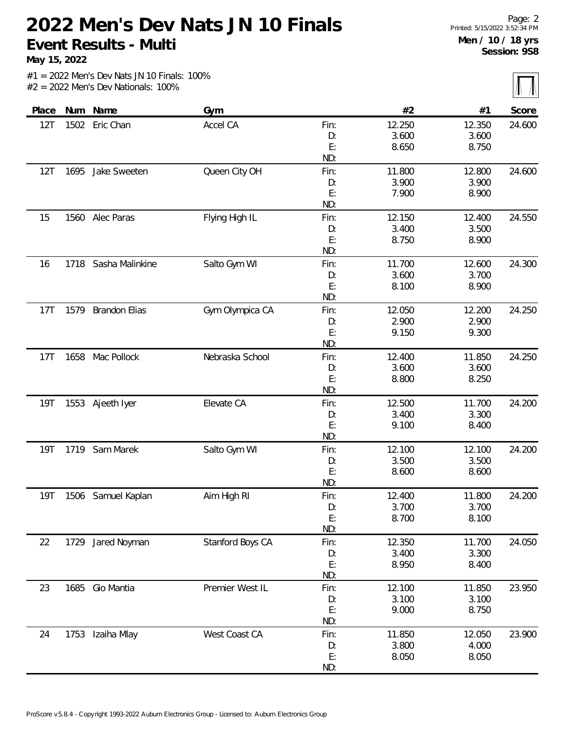# 2022 Men's Dev Nats JN 10 Finals

**Event Results - Multi**

**May 15, 2022**

**Men / 10 / 18 yrs**
**Session: 9S8**

#1 = 2022 Men's Dev Nats JN 10 Finals: 100%
#2 = 2022 Men's Dev Nationals: 100%

| Place | Num | Name | Gym | | #2 | #1 | Score |
|---|---|---|---|---|---|---|---|
| 12T | 1502 | Eric Chan | Accel CA | Fin: | 12.250 | 12.350 | 24.600 |
| | | | | D: | 3.600 | 3.600 | |
| | | | | E: | 8.650 | 8.750 | |
| | | | | ND: | | | |
| 12T | 1695 | Jake Sweeten | Queen City OH | Fin: | 11.800 | 12.800 | 24.600 |
| | | | | D: | 3.900 | 3.900 | |
| | | | | E: | 7.900 | 8.900 | |
| | | | | ND: | | | |
| 15 | 1560 | Alec Paras | Flying High IL | Fin: | 12.150 | 12.400 | 24.550 |
| | | | | D: | 3.400 | 3.500 | |
| | | | | E: | 8.750 | 8.900 | |
| | | | | ND: | | | |
| 16 | 1718 | Sasha Malinkine | Salto Gym WI | Fin: | 11.700 | 12.600 | 24.300 |
| | | | | D: | 3.600 | 3.700 | |
| | | | | E: | 8.100 | 8.900 | |
| | | | | ND: | | | |
| 17T | 1579 | Brandon Elias | Gym Olympica CA | Fin: | 12.050 | 12.200 | 24.250 |
| | | | | D: | 2.900 | 2.900 | |
| | | | | E: | 9.150 | 9.300 | |
| | | | | ND: | | | |
| 17T | 1658 | Mac Pollock | Nebraska School | Fin: | 12.400 | 11.850 | 24.250 |
| | | | | D: | 3.600 | 3.600 | |
| | | | | E: | 8.800 | 8.250 | |
| | | | | ND: | | | |
| 19T | 1553 | Ajeeth Iyer | Elevate CA | Fin: | 12.500 | 11.700 | 24.200 |
| | | | | D: | 3.400 | 3.300 | |
| | | | | E: | 9.100 | 8.400 | |
| | | | | ND: | | | |
| 19T | 1719 | Sam Marek | Salto Gym WI | Fin: | 12.100 | 12.100 | 24.200 |
| | | | | D: | 3.500 | 3.500 | |
| | | | | E: | 8.600 | 8.600 | |
| | | | | ND: | | | |
| 19T | 1506 | Samuel Kaplan | Aim High RI | Fin: | 12.400 | 11.800 | 24.200 |
| | | | | D: | 3.700 | 3.700 | |
| | | | | E: | 8.700 | 8.100 | |
| | | | | ND: | | | |
| 22 | 1729 | Jared Noyman | Stanford Boys CA | Fin: | 12.350 | 11.700 | 24.050 |
| | | | | D: | 3.400 | 3.300 | |
| | | | | E: | 8.950 | 8.400 | |
| | | | | ND: | | | |
| 23 | 1685 | Gio Mantia | Premier West IL | Fin: | 12.100 | 11.850 | 23.950 |
| | | | | D: | 3.100 | 3.100 | |
| | | | | E: | 9.000 | 8.750 | |
| | | | | ND: | | | |
| 24 | 1753 | Izaiha Mlay | West Coast CA | Fin: | 11.850 | 12.050 | 23.900 |
| | | | | D: | 3.800 | 4.000 | |
| | | | | E: | 8.050 | 8.050 | |
| | | | | ND: | | | |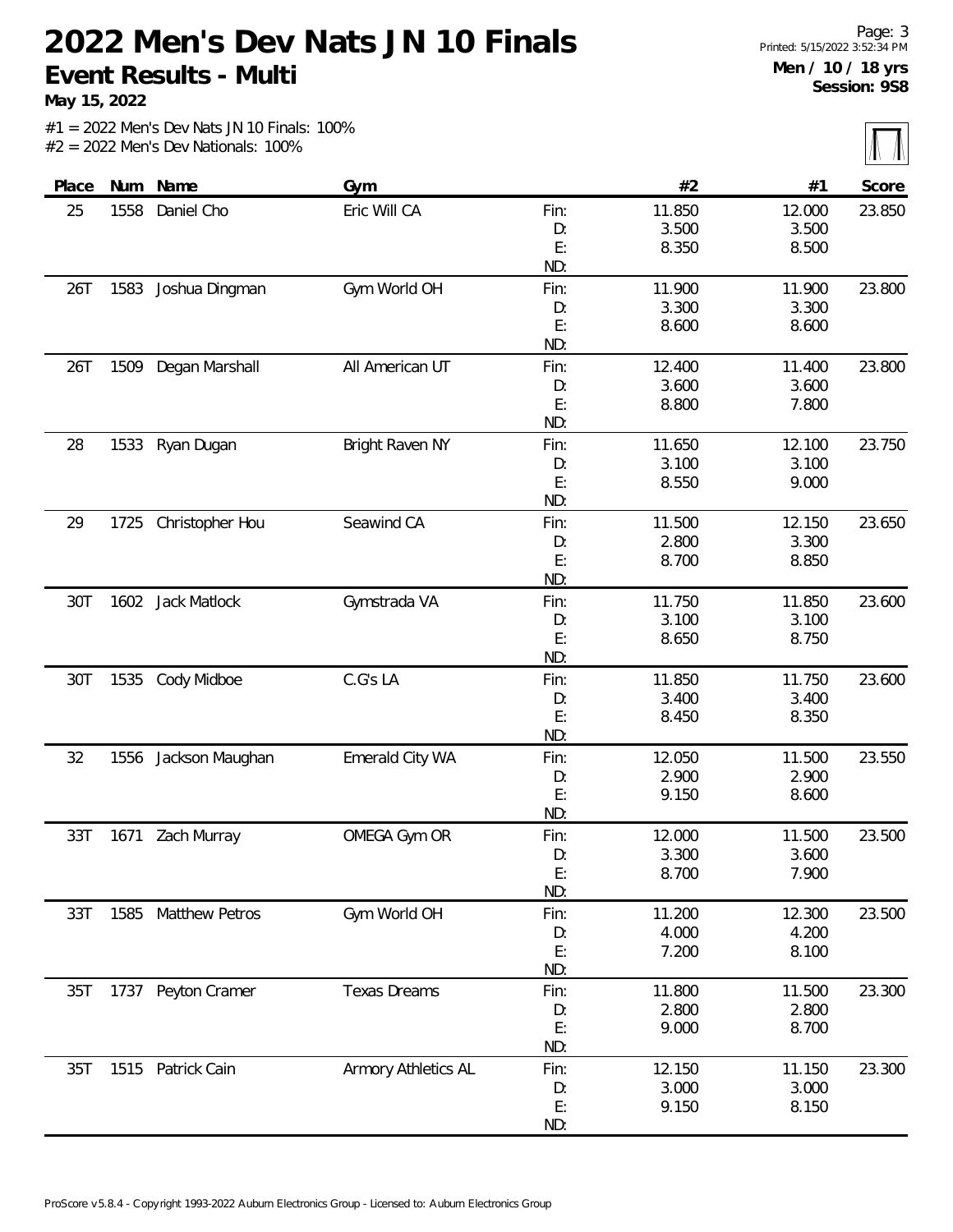# 2022 Men's Dev Nats JN 10 Finals

## Event Results - Multi

**May 15, 2022**

Printed: 5/15/2022 3:52:34 PM

**Men / 10 / 18 yrs**
**Session: 9S8**

#1 = 2022 Men's Dev Nats JN 10 Finals: 100%
#2 = 2022 Men's Dev Nationals: 100%

| Place | Num | Name | Gym | | #2 | #1 | Score |
|---|---|---|---|---|---|---|---|
| 25 | 1558 | Daniel Cho | Eric Will CA | Fin: | 11.850 | 12.000 | 23.850 |
| | | | | D: | 3.500 | 3.500 | |
| | | | | E: | 8.350 | 8.500 | |
| | | | | ND: | | | |
| 26T | 1583 | Joshua Dingman | Gym World OH | Fin: | 11.900 | 11.900 | 23.800 |
| | | | | D: | 3.300 | 3.300 | |
| | | | | E: | 8.600 | 8.600 | |
| | | | | ND: | | | |
| 26T | 1509 | Degan Marshall | All American UT | Fin: | 12.400 | 11.400 | 23.800 |
| | | | | D: | 3.600 | 3.600 | |
| | | | | E: | 8.800 | 7.800 | |
| | | | | ND: | | | |
| 28 | 1533 | Ryan Dugan | Bright Raven NY | Fin: | 11.650 | 12.100 | 23.750 |
| | | | | D: | 3.100 | 3.100 | |
| | | | | E: | 8.550 | 9.000 | |
| | | | | ND: | | | |
| 29 | 1725 | Christopher Hou | Seawind CA | Fin: | 11.500 | 12.150 | 23.650 |
| | | | | D: | 2.800 | 3.300 | |
| | | | | E: | 8.700 | 8.850 | |
| | | | | ND: | | | |
| 30T | 1602 | Jack Matlock | Gymstrada VA | Fin: | 11.750 | 11.850 | 23.600 |
| | | | | D: | 3.100 | 3.100 | |
| | | | | E: | 8.650 | 8.750 | |
| | | | | ND: | | | |
| 30T | 1535 | Cody Midboe | C.G's LA | Fin: | 11.850 | 11.750 | 23.600 |
| | | | | D: | 3.400 | 3.400 | |
| | | | | E: | 8.450 | 8.350 | |
| | | | | ND: | | | |
| 32 | 1556 | Jackson Maughan | Emerald City WA | Fin: | 12.050 | 11.500 | 23.550 |
| | | | | D: | 2.900 | 2.900 | |
| | | | | E: | 9.150 | 8.600 | |
| | | | | ND: | | | |
| 33T | 1671 | Zach Murray | OMEGA Gym OR | Fin: | 12.000 | 11.500 | 23.500 |
| | | | | D: | 3.300 | 3.600 | |
| | | | | E: | 8.700 | 7.900 | |
| | | | | ND: | | | |
| 33T | 1585 | Matthew Petros | Gym World OH | Fin: | 11.200 | 12.300 | 23.500 |
| | | | | D: | 4.000 | 4.200 | |
| | | | | E: | 7.200 | 8.100 | |
| | | | | ND: | | | |
| 35T | 1737 | Peyton Cramer | Texas Dreams | Fin: | 11.800 | 11.500 | 23.300 |
| | | | | D: | 2.800 | 2.800 | |
| | | | | E: | 9.000 | 8.700 | |
| | | | | ND: | | | |
| 35T | 1515 | Patrick Cain | Armory Athletics AL | Fin: | 12.150 | 11.150 | 23.300 |
| | | | | D: | 3.000 | 3.000 | |
| | | | | E: | 9.150 | 8.150 | |
| | | | | ND: | | | |

ProScore v5.8.4 - Copyright 1993-2022 Auburn Electronics Group - Licensed to: Auburn Electronics Group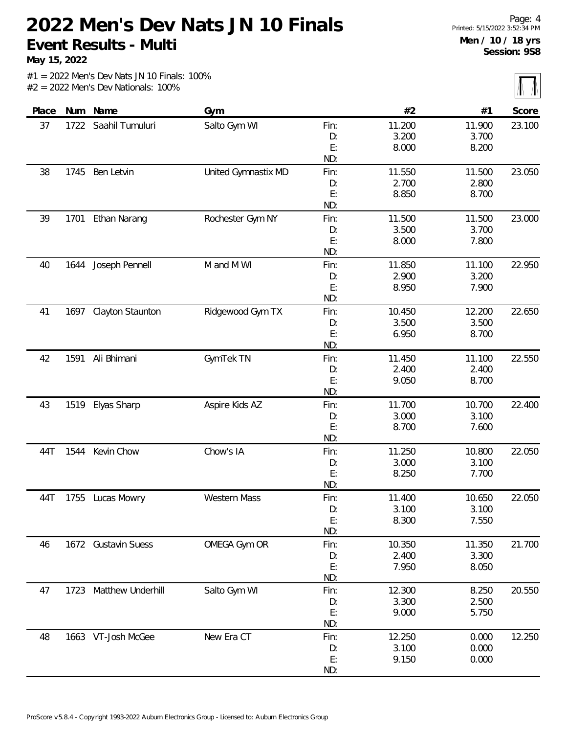# 2022 Men's Dev Nats JN 10 Finals

## Event Results - Multi

**May 15, 2022**

**Men / 10 / 18 yrs**
**Session: 9S8**

#1 = 2022 Men's Dev Nats JN 10 Finals: 100%
#2 = 2022 Men's Dev Nationals: 100%

| Place | Num | Name | Gym | | #2 | #1 | Score |
|---|---|---|---|---|---|---|---|
| 37 | 1722 | Saahil Tumuluri | Salto Gym WI | Fin: | 11.200 | 11.900 | 23.100 |
| | | | | D: | 3.200 | 3.700 | |
| | | | | E: | 8.000 | 8.200 | |
| | | | | ND: | | | |
| 38 | 1745 | Ben Letvin | United Gymnastix MD | Fin: | 11.550 | 11.500 | 23.050 |
| | | | | D: | 2.700 | 2.800 | |
| | | | | E: | 8.850 | 8.700 | |
| | | | | ND: | | | |
| 39 | 1701 | Ethan Narang | Rochester Gym NY | Fin: | 11.500 | 11.500 | 23.000 |
| | | | | D: | 3.500 | 3.700 | |
| | | | | E: | 8.000 | 7.800 | |
| | | | | ND: | | | |
| 40 | 1644 | Joseph Pennell | M and M WI | Fin: | 11.850 | 11.100 | 22.950 |
| | | | | D: | 2.900 | 3.200 | |
| | | | | E: | 8.950 | 7.900 | |
| | | | | ND: | | | |
| 41 | 1697 | Clayton Staunton | Ridgewood Gym TX | Fin: | 10.450 | 12.200 | 22.650 |
| | | | | D: | 3.500 | 3.500 | |
| | | | | E: | 6.950 | 8.700 | |
| | | | | ND: | | | |
| 42 | 1591 | Ali Bhimani | GymTek TN | Fin: | 11.450 | 11.100 | 22.550 |
| | | | | D: | 2.400 | 2.400 | |
| | | | | E: | 9.050 | 8.700 | |
| | | | | ND: | | | |
| 43 | 1519 | Elyas Sharp | Aspire Kids AZ | Fin: | 11.700 | 10.700 | 22.400 |
| | | | | D: | 3.000 | 3.100 | |
| | | | | E: | 8.700 | 7.600 | |
| | | | | ND: | | | |
| 44T | 1544 | Kevin Chow | Chow's IA | Fin: | 11.250 | 10.800 | 22.050 |
| | | | | D: | 3.000 | 3.100 | |
| | | | | E: | 8.250 | 7.700 | |
| | | | | ND: | | | |
| 44T | 1755 | Lucas Mowry | Western Mass | Fin: | 11.400 | 10.650 | 22.050 |
| | | | | D: | 3.100 | 3.100 | |
| | | | | E: | 8.300 | 7.550 | |
| | | | | ND: | | | |
| 46 | 1672 | Gustavin Suess | OMEGA Gym OR | Fin: | 10.350 | 11.350 | 21.700 |
| | | | | D: | 2.400 | 3.300 | |
| | | | | E: | 7.950 | 8.050 | |
| | | | | ND: | | | |
| 47 | 1723 | Matthew Underhill | Salto Gym WI | Fin: | 12.300 | 8.250 | 20.550 |
| | | | | D: | 3.300 | 2.500 | |
| | | | | E: | 9.000 | 5.750 | |
| | | | | ND: | | | |
| 48 | 1663 | VT-Josh McGee | New Era CT | Fin: | 12.250 | 0.000 | 12.250 |
| | | | | D: | 3.100 | 0.000 | |
| | | | | E: | 9.150 | 0.000 | |
| | | | | ND: | | | |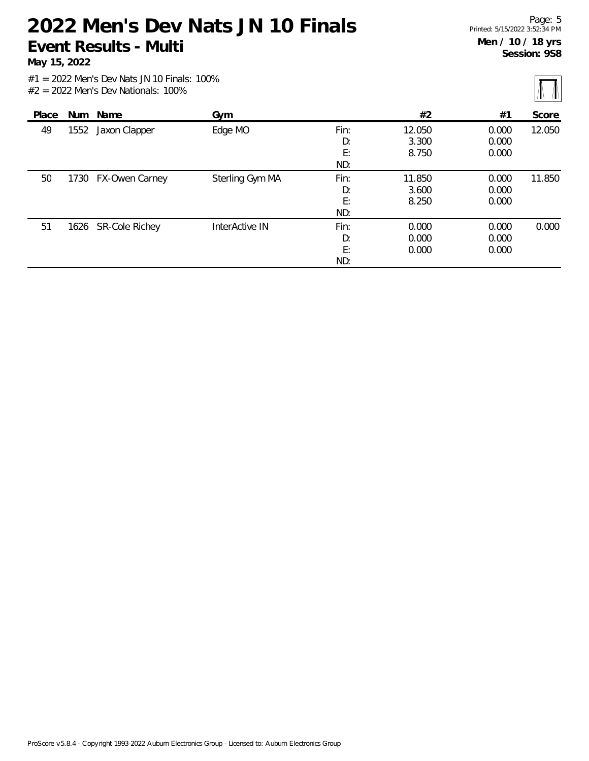# 2022 Men's Dev Nats JN 10 Finals

## Event Results - Multi

**May 15, 2022**

**Men / 10 / 18 yrs**
**Session: 9S8**

#1 = 2022 Men's Dev Nats JN 10 Finals: 100%
#2 = 2022 Men's Dev Nationals: 100%

| Place | Num | Name | Gym | | #2 | #1 | Score |
|---|---|---|---|---|---|---|---|
| 49 | 1552 | Jaxon Clapper | Edge MO | Fin: | 12.050 | 0.000 | 12.050 |
| | | | | D: | 3.300 | 0.000 | |
| | | | | E: | 8.750 | 0.000 | |
| | | | | ND: | | | |
| 50 | 1730 | FX-Owen Carney | Sterling Gym MA | Fin: | 11.850 | 0.000 | 11.850 |
| | | | | D: | 3.600 | 0.000 | |
| | | | | E: | 8.250 | 0.000 | |
| | | | | ND: | | | |
| 51 | 1626 | SR-Cole Richey | InterActive IN | Fin: | 0.000 | 0.000 | 0.000 |
| | | | | D: | 0.000 | 0.000 | |
| | | | | E: | 0.000 | 0.000 | |
| | | | | ND: | | | |

ProScore v5.8.4 - Copyright 1993-2022 Auburn Electronics Group - Licensed to: Auburn Electronics Group